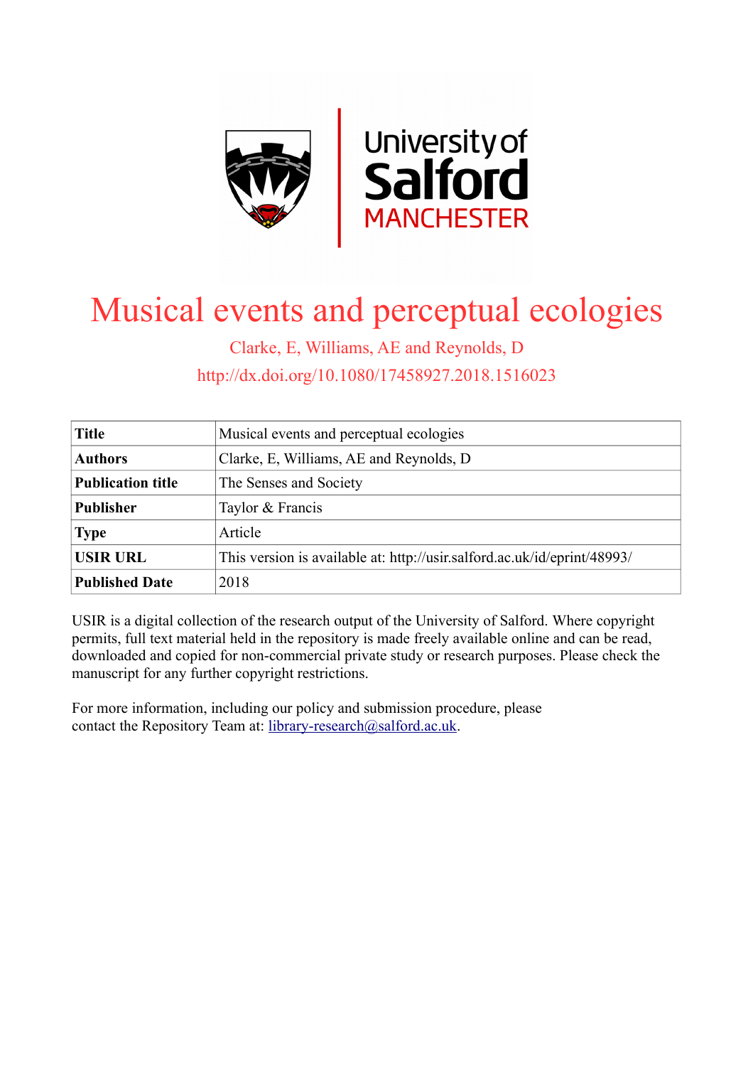# Musical events and perceptual ecologies

Clarke, E, Williams, AE and Reynolds, D

http://dx.doi.org/10.1080/17458927.2018.1516023

| **Title** | Musical events and perceptual ecologies |
|---|---|
| **Authors** | Clarke, E, Williams, AE and Reynolds, D |
| **Publication title** | The Senses and Society |
| **Publisher** | Taylor & Francis |
| **Type** | Article |
| **USIR URL** | This version is available at: http://usir.salford.ac.uk/id/eprint/48993/ |
| **Published Date** | 2018 |

USIR is a digital collection of the research output of the University of Salford. Where copyright permits, full text material held in the repository is made freely available online and can be read, downloaded and copied for non-commercial private study or research purposes. Please check the manuscript for any further copyright restrictions.

For more information, including our policy and submission procedure, please contact the Repository Team at: library-research@salford.ac.uk.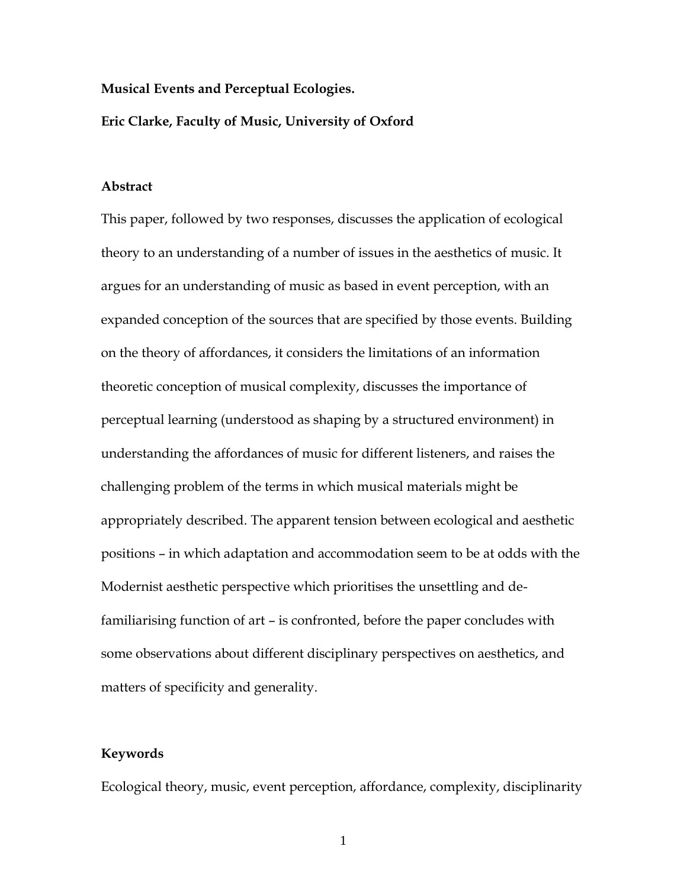**Musical Events and Perceptual Ecologies.**

**Eric Clarke, Faculty of Music, University of Oxford**

**Abstract**

This paper, followed by two responses, discusses the application of ecological theory to an understanding of a number of issues in the aesthetics of music. It argues for an understanding of music as based in event perception, with an expanded conception of the sources that are specified by those events. Building on the theory of affordances, it considers the limitations of an information theoretic conception of musical complexity, discusses the importance of perceptual learning (understood as shaping by a structured environment) in understanding the affordances of music for different listeners, and raises the challenging problem of the terms in which musical materials might be appropriately described. The apparent tension between ecological and aesthetic positions – in which adaptation and accommodation seem to be at odds with the Modernist aesthetic perspective which prioritises the unsettling and de-familiarising function of art – is confronted, before the paper concludes with some observations about different disciplinary perspectives on aesthetics, and matters of specificity and generality.

**Keywords**

Ecological theory, music, event perception, affordance, complexity, disciplinarity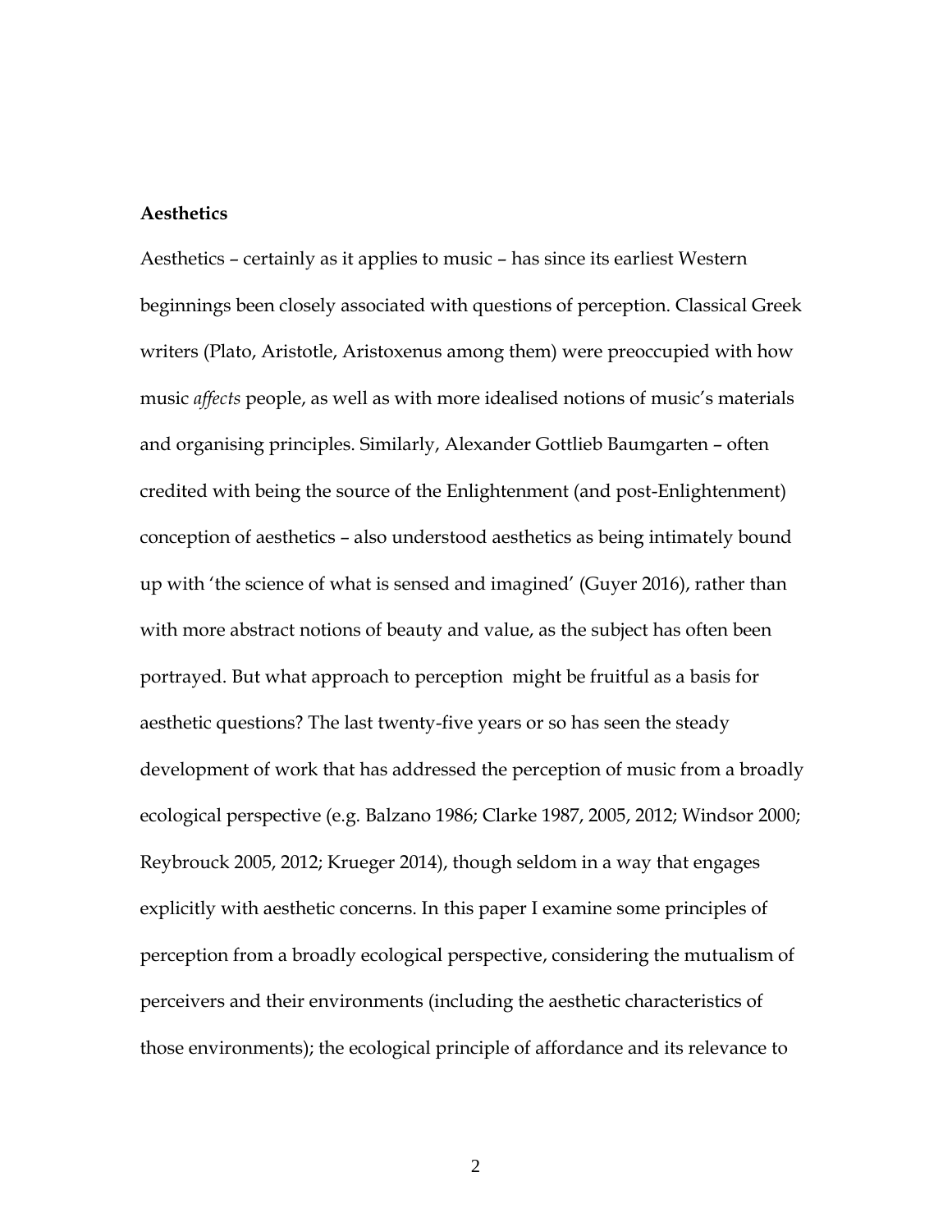**Aesthetics**

Aesthetics – certainly as it applies to music – has since its earliest Western beginnings been closely associated with questions of perception. Classical Greek writers (Plato, Aristotle, Aristoxenus among them) were preoccupied with how music *affects* people, as well as with more idealised notions of music's materials and organising principles. Similarly, Alexander Gottlieb Baumgarten – often credited with being the source of the Enlightenment (and post-Enlightenment) conception of aesthetics – also understood aesthetics as being intimately bound up with 'the science of what is sensed and imagined' (Guyer 2016), rather than with more abstract notions of beauty and value, as the subject has often been portrayed. But what approach to perception might be fruitful as a basis for aesthetic questions? The last twenty-five years or so has seen the steady development of work that has addressed the perception of music from a broadly ecological perspective (e.g. Balzano 1986; Clarke 1987, 2005, 2012; Windsor 2000; Reybrouck 2005, 2012; Krueger 2014), though seldom in a way that engages explicitly with aesthetic concerns. In this paper I examine some principles of perception from a broadly ecological perspective, considering the mutualism of perceivers and their environments (including the aesthetic characteristics of those environments); the ecological principle of affordance and its relevance to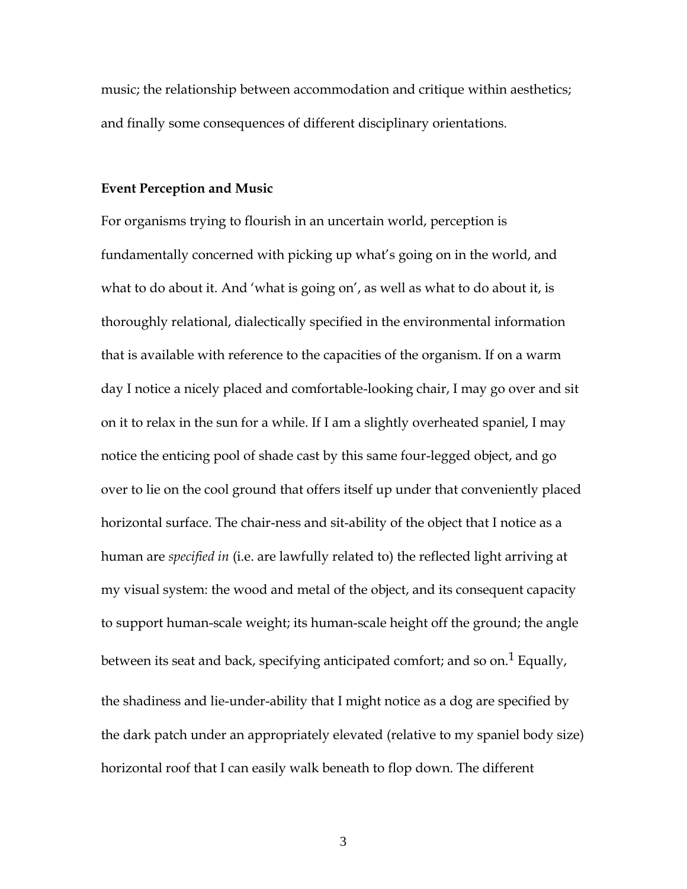music; the relationship between accommodation and critique within aesthetics; and finally some consequences of different disciplinary orientations.

**Event Perception and Music**

For organisms trying to flourish in an uncertain world, perception is fundamentally concerned with picking up what's going on in the world, and what to do about it. And 'what is going on', as well as what to do about it, is thoroughly relational, dialectically specified in the environmental information that is available with reference to the capacities of the organism. If on a warm day I notice a nicely placed and comfortable-looking chair, I may go over and sit on it to relax in the sun for a while. If I am a slightly overheated spaniel, I may notice the enticing pool of shade cast by this same four-legged object, and go over to lie on the cool ground that offers itself up under that conveniently placed horizontal surface. The chair-ness and sit-ability of the object that I notice as a human are *specified in* (i.e. are lawfully related to) the reflected light arriving at my visual system: the wood and metal of the object, and its consequent capacity to support human-scale weight; its human-scale height off the ground; the angle between its seat and back, specifying anticipated comfort; and so on.[1] Equally, the shadiness and lie-under-ability that I might notice as a dog are specified by the dark patch under an appropriately elevated (relative to my spaniel body size) horizontal roof that I can easily walk beneath to flop down. The different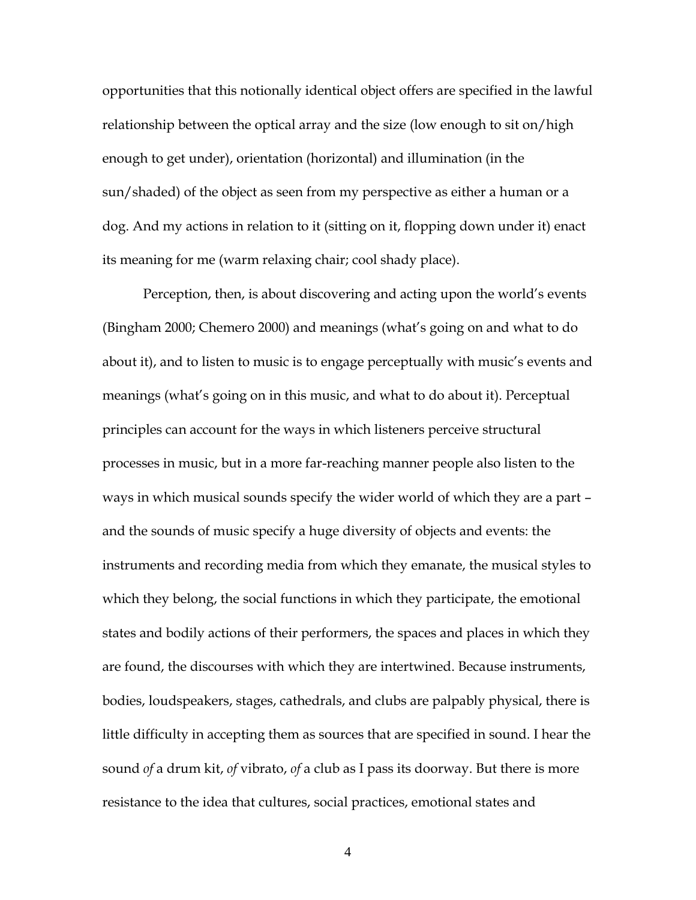opportunities that this notionally identical object offers are specified in the lawful relationship between the optical array and the size (low enough to sit on/high enough to get under), orientation (horizontal) and illumination (in the sun/shaded) of the object as seen from my perspective as either a human or a dog. And my actions in relation to it (sitting on it, flopping down under it) enact its meaning for me (warm relaxing chair; cool shady place).

Perception, then, is about discovering and acting upon the world's events (Bingham 2000; Chemero 2000) and meanings (what's going on and what to do about it), and to listen to music is to engage perceptually with music's events and meanings (what's going on in this music, and what to do about it). Perceptual principles can account for the ways in which listeners perceive structural processes in music, but in a more far-reaching manner people also listen to the ways in which musical sounds specify the wider world of which they are a part – and the sounds of music specify a huge diversity of objects and events: the instruments and recording media from which they emanate, the musical styles to which they belong, the social functions in which they participate, the emotional states and bodily actions of their performers, the spaces and places in which they are found, the discourses with which they are intertwined. Because instruments, bodies, loudspeakers, stages, cathedrals, and clubs are palpably physical, there is little difficulty in accepting them as sources that are specified in sound. I hear the sound *of* a drum kit, *of* vibrato, *of* a club as I pass its doorway. But there is more resistance to the idea that cultures, social practices, emotional states and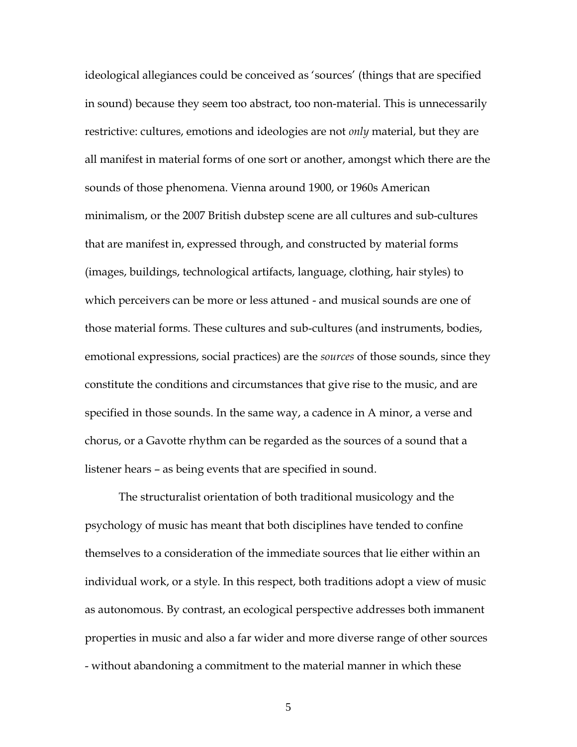ideological allegiances could be conceived as 'sources' (things that are specified in sound) because they seem too abstract, too non-material. This is unnecessarily restrictive: cultures, emotions and ideologies are not *only* material, but they are all manifest in material forms of one sort or another, amongst which there are the sounds of those phenomena. Vienna around 1900, or 1960s American minimalism, or the 2007 British dubstep scene are all cultures and sub-cultures that are manifest in, expressed through, and constructed by material forms (images, buildings, technological artifacts, language, clothing, hair styles) to which perceivers can be more or less attuned - and musical sounds are one of those material forms. These cultures and sub-cultures (and instruments, bodies, emotional expressions, social practices) are the *sources* of those sounds, since they constitute the conditions and circumstances that give rise to the music, and are specified in those sounds. In the same way, a cadence in A minor, a verse and chorus, or a Gavotte rhythm can be regarded as the sources of a sound that a listener hears – as being events that are specified in sound.

The structuralist orientation of both traditional musicology and the psychology of music has meant that both disciplines have tended to confine themselves to a consideration of the immediate sources that lie either within an individual work, or a style. In this respect, both traditions adopt a view of music as autonomous. By contrast, an ecological perspective addresses both immanent properties in music and also a far wider and more diverse range of other sources - without abandoning a commitment to the material manner in which these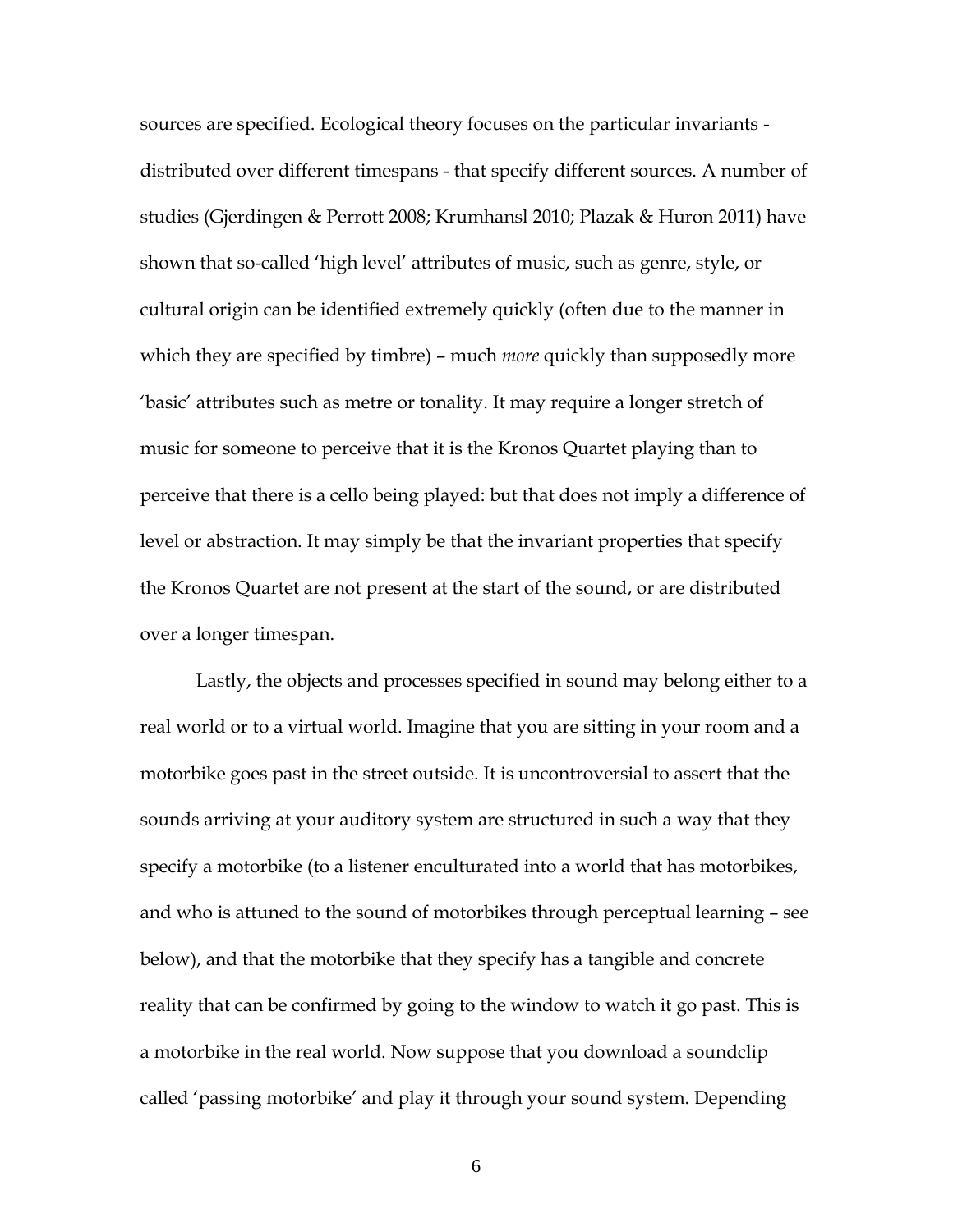sources are specified. Ecological theory focuses on the particular invariants - distributed over different timespans - that specify different sources. A number of studies (Gjerdingen & Perrott 2008; Krumhansl 2010; Plazak & Huron 2011) have shown that so-called 'high level' attributes of music, such as genre, style, or cultural origin can be identified extremely quickly (often due to the manner in which they are specified by timbre) – much *more* quickly than supposedly more 'basic' attributes such as metre or tonality. It may require a longer stretch of music for someone to perceive that it is the Kronos Quartet playing than to perceive that there is a cello being played: but that does not imply a difference of level or abstraction. It may simply be that the invariant properties that specify the Kronos Quartet are not present at the start of the sound, or are distributed over a longer timespan.

Lastly, the objects and processes specified in sound may belong either to a real world or to a virtual world. Imagine that you are sitting in your room and a motorbike goes past in the street outside. It is uncontroversial to assert that the sounds arriving at your auditory system are structured in such a way that they specify a motorbike (to a listener enculturated into a world that has motorbikes, and who is attuned to the sound of motorbikes through perceptual learning – see below), and that the motorbike that they specify has a tangible and concrete reality that can be confirmed by going to the window to watch it go past. This is a motorbike in the real world. Now suppose that you download a soundclip called 'passing motorbike' and play it through your sound system. Depending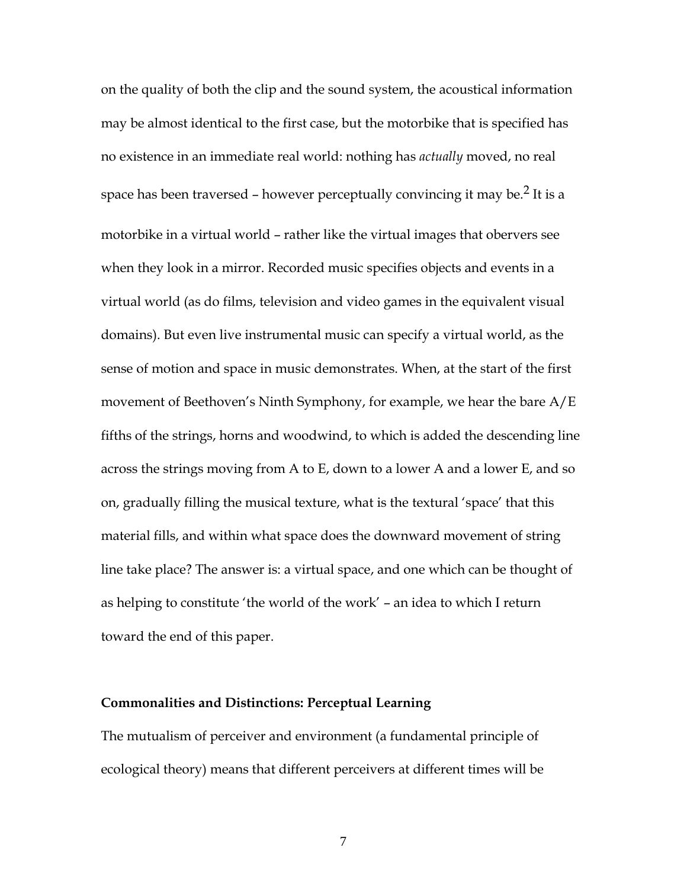on the quality of both the clip and the sound system, the acoustical information may be almost identical to the first case, but the motorbike that is specified has no existence in an immediate real world: nothing has *actually* moved, no real space has been traversed – however perceptually convincing it may be.[2] It is a motorbike in a virtual world – rather like the virtual images that obervers see when they look in a mirror. Recorded music specifies objects and events in a virtual world (as do films, television and video games in the equivalent visual domains). But even live instrumental music can specify a virtual world, as the sense of motion and space in music demonstrates. When, at the start of the first movement of Beethoven's Ninth Symphony, for example, we hear the bare A/E fifths of the strings, horns and woodwind, to which is added the descending line across the strings moving from A to E, down to a lower A and a lower E, and so on, gradually filling the musical texture, what is the textural 'space' that this material fills, and within what space does the downward movement of string line take place? The answer is: a virtual space, and one which can be thought of as helping to constitute 'the world of the work' – an idea to which I return toward the end of this paper.

### Commonalities and Distinctions: Perceptual Learning

The mutualism of perceiver and environment (a fundamental principle of ecological theory) means that different perceivers at different times will be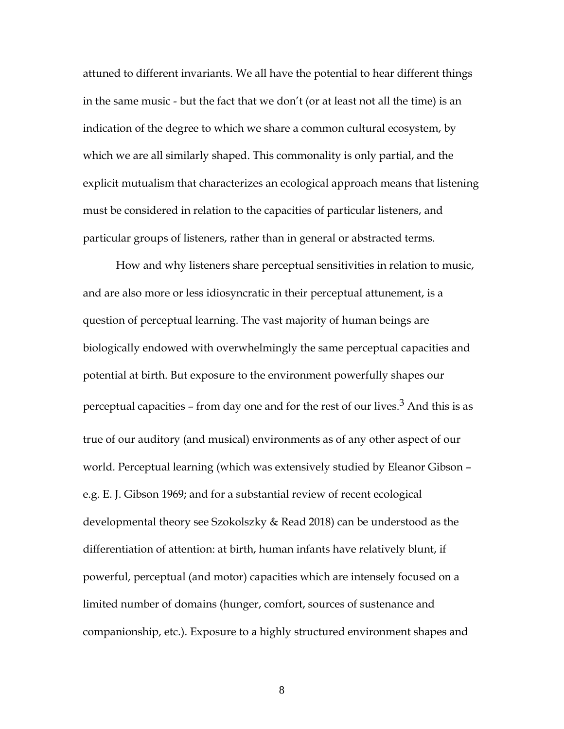attuned to different invariants. We all have the potential to hear different things in the same music - but the fact that we don't (or at least not all the time) is an indication of the degree to which we share a common cultural ecosystem, by which we are all similarly shaped. This commonality is only partial, and the explicit mutualism that characterizes an ecological approach means that listening must be considered in relation to the capacities of particular listeners, and particular groups of listeners, rather than in general or abstracted terms.

How and why listeners share perceptual sensitivities in relation to music, and are also more or less idiosyncratic in their perceptual attunement, is a question of perceptual learning. The vast majority of human beings are biologically endowed with overwhelmingly the same perceptual capacities and potential at birth. But exposure to the environment powerfully shapes our perceptual capacities – from day one and for the rest of our lives.[3] And this is as true of our auditory (and musical) environments as of any other aspect of our world. Perceptual learning (which was extensively studied by Eleanor Gibson – e.g. E. J. Gibson 1969; and for a substantial review of recent ecological developmental theory see Szokolszky & Read 2018) can be understood as the differentiation of attention: at birth, human infants have relatively blunt, if powerful, perceptual (and motor) capacities which are intensely focused on a limited number of domains (hunger, comfort, sources of sustenance and companionship, etc.). Exposure to a highly structured environment shapes and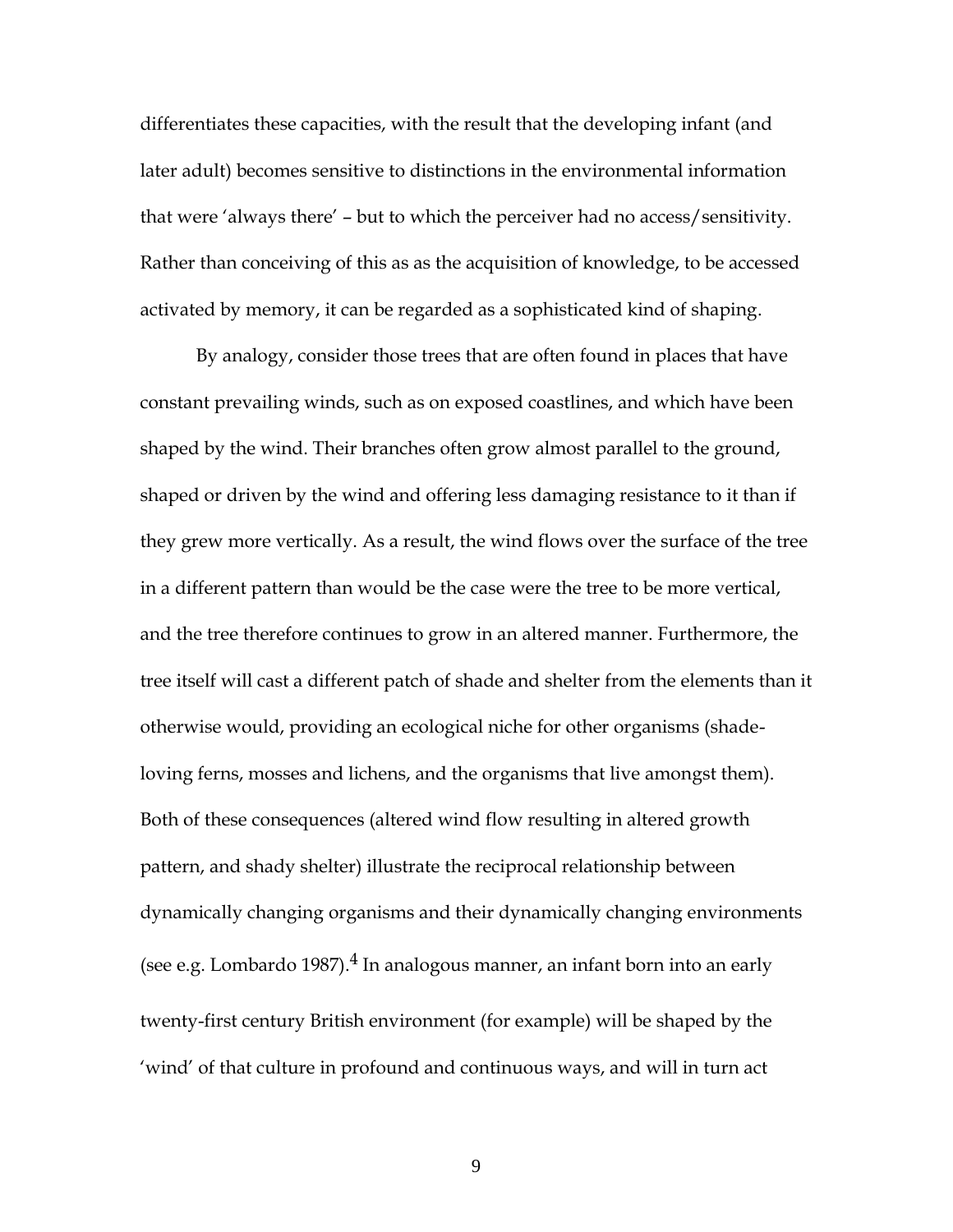differentiates these capacities, with the result that the developing infant (and later adult) becomes sensitive to distinctions in the environmental information that were 'always there' – but to which the perceiver had no access/sensitivity. Rather than conceiving of this as as the acquisition of knowledge, to be accessed activated by memory, it can be regarded as a sophisticated kind of shaping.

By analogy, consider those trees that are often found in places that have constant prevailing winds, such as on exposed coastlines, and which have been shaped by the wind. Their branches often grow almost parallel to the ground, shaped or driven by the wind and offering less damaging resistance to it than if they grew more vertically. As a result, the wind flows over the surface of the tree in a different pattern than would be the case were the tree to be more vertical, and the tree therefore continues to grow in an altered manner. Furthermore, the tree itself will cast a different patch of shade and shelter from the elements than it otherwise would, providing an ecological niche for other organisms (shade-loving ferns, mosses and lichens, and the organisms that live amongst them). Both of these consequences (altered wind flow resulting in altered growth pattern, and shady shelter) illustrate the reciprocal relationship between dynamically changing organisms and their dynamically changing environments (see e.g. Lombardo 1987).[4] In analogous manner, an infant born into an early twenty-first century British environment (for example) will be shaped by the 'wind' of that culture in profound and continuous ways, and will in turn act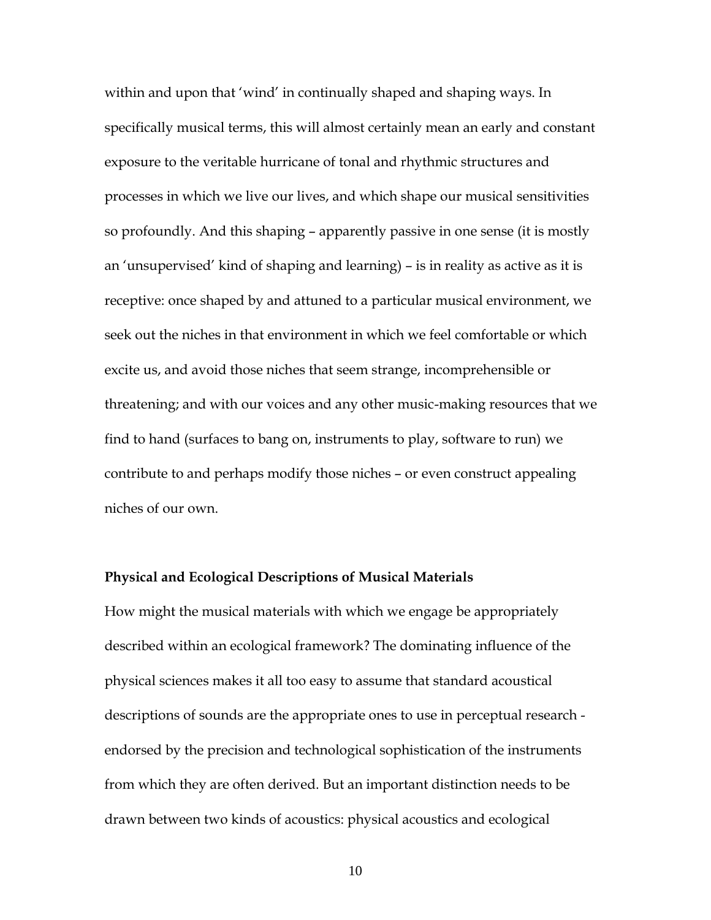within and upon that 'wind' in continually shaped and shaping ways. In specifically musical terms, this will almost certainly mean an early and constant exposure to the veritable hurricane of tonal and rhythmic structures and processes in which we live our lives, and which shape our musical sensitivities so profoundly. And this shaping – apparently passive in one sense (it is mostly an 'unsupervised' kind of shaping and learning) – is in reality as active as it is receptive: once shaped by and attuned to a particular musical environment, we seek out the niches in that environment in which we feel comfortable or which excite us, and avoid those niches that seem strange, incomprehensible or threatening; and with our voices and any other music-making resources that we find to hand (surfaces to bang on, instruments to play, software to run) we contribute to and perhaps modify those niches – or even construct appealing niches of our own.

**Physical and Ecological Descriptions of Musical Materials**

How might the musical materials with which we engage be appropriately described within an ecological framework? The dominating influence of the physical sciences makes it all too easy to assume that standard acoustical descriptions of sounds are the appropriate ones to use in perceptual research - endorsed by the precision and technological sophistication of the instruments from which they are often derived. But an important distinction needs to be drawn between two kinds of acoustics: physical acoustics and ecological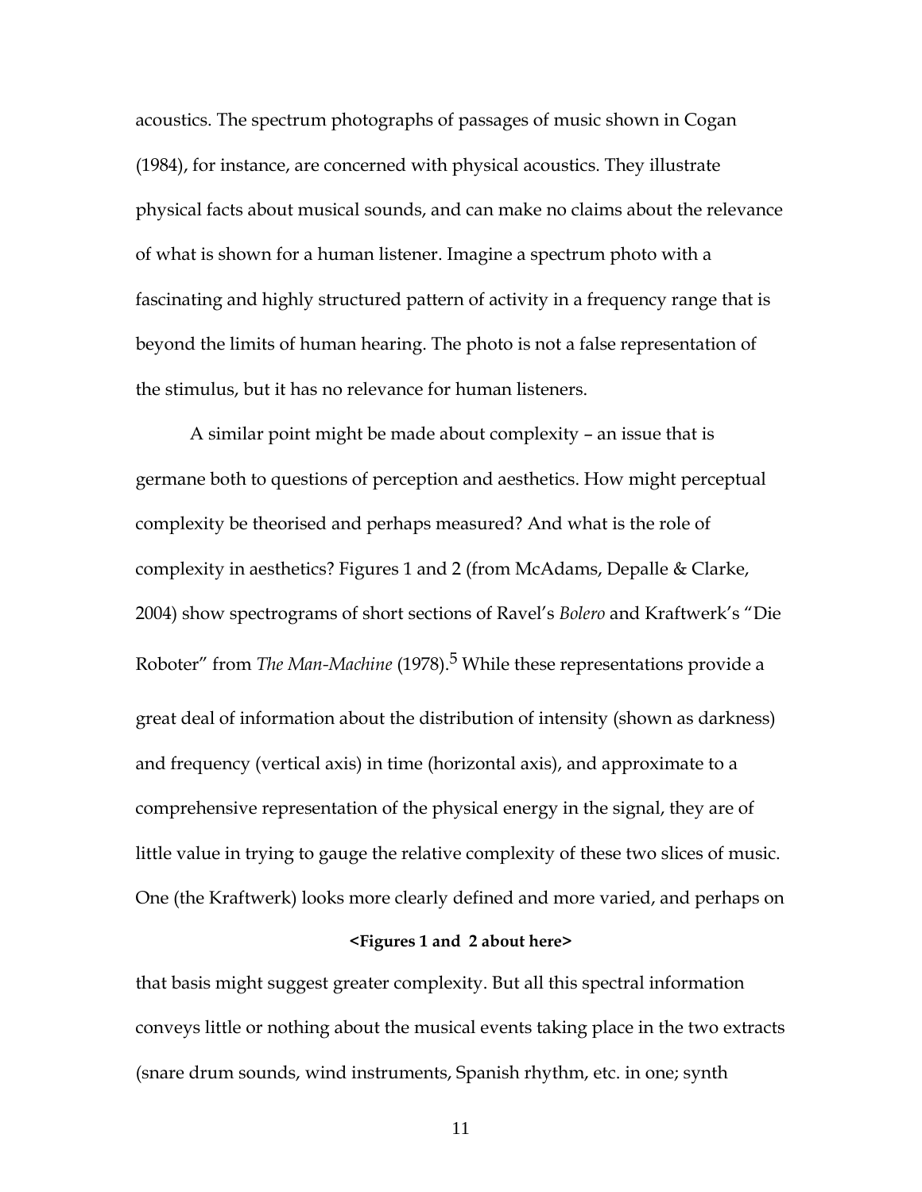acoustics. The spectrum photographs of passages of music shown in Cogan (1984), for instance, are concerned with physical acoustics. They illustrate physical facts about musical sounds, and can make no claims about the relevance of what is shown for a human listener. Imagine a spectrum photo with a fascinating and highly structured pattern of activity in a frequency range that is beyond the limits of human hearing. The photo is not a false representation of the stimulus, but it has no relevance for human listeners.

A similar point might be made about complexity – an issue that is germane both to questions of perception and aesthetics. How might perceptual complexity be theorised and perhaps measured? And what is the role of complexity in aesthetics? Figures 1 and 2 (from McAdams, Depalle & Clarke, 2004) show spectrograms of short sections of Ravel's *Bolero* and Kraftwerk's "Die Roboter" from *The Man-Machine* (1978).[5] While these representations provide a great deal of information about the distribution of intensity (shown as darkness) and frequency (vertical axis) in time (horizontal axis), and approximate to a comprehensive representation of the physical energy in the signal, they are of little value in trying to gauge the relative complexity of these two slices of music. One (the Kraftwerk) looks more clearly defined and more varied, and perhaps on

**<Figures 1 and 2 about here>**

that basis might suggest greater complexity. But all this spectral information conveys little or nothing about the musical events taking place in the two extracts (snare drum sounds, wind instruments, Spanish rhythm, etc. in one; synth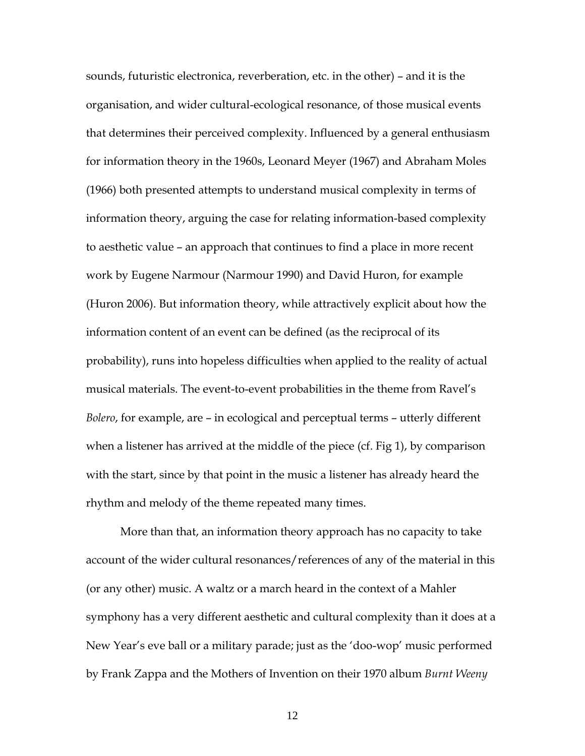sounds, futuristic electronica, reverberation, etc. in the other) – and it is the organisation, and wider cultural-ecological resonance, of those musical events that determines their perceived complexity. Influenced by a general enthusiasm for information theory in the 1960s, Leonard Meyer (1967) and Abraham Moles (1966) both presented attempts to understand musical complexity in terms of information theory, arguing the case for relating information-based complexity to aesthetic value – an approach that continues to find a place in more recent work by Eugene Narmour (Narmour 1990) and David Huron, for example (Huron 2006). But information theory, while attractively explicit about how the information content of an event can be defined (as the reciprocal of its probability), runs into hopeless difficulties when applied to the reality of actual musical materials. The event-to-event probabilities in the theme from Ravel's *Bolero*, for example, are – in ecological and perceptual terms – utterly different when a listener has arrived at the middle of the piece (cf. Fig 1), by comparison with the start, since by that point in the music a listener has already heard the rhythm and melody of the theme repeated many times.

More than that, an information theory approach has no capacity to take account of the wider cultural resonances/references of any of the material in this (or any other) music. A waltz or a march heard in the context of a Mahler symphony has a very different aesthetic and cultural complexity than it does at a New Year's eve ball or a military parade; just as the 'doo-wop' music performed by Frank Zappa and the Mothers of Invention on their 1970 album *Burnt Weeny*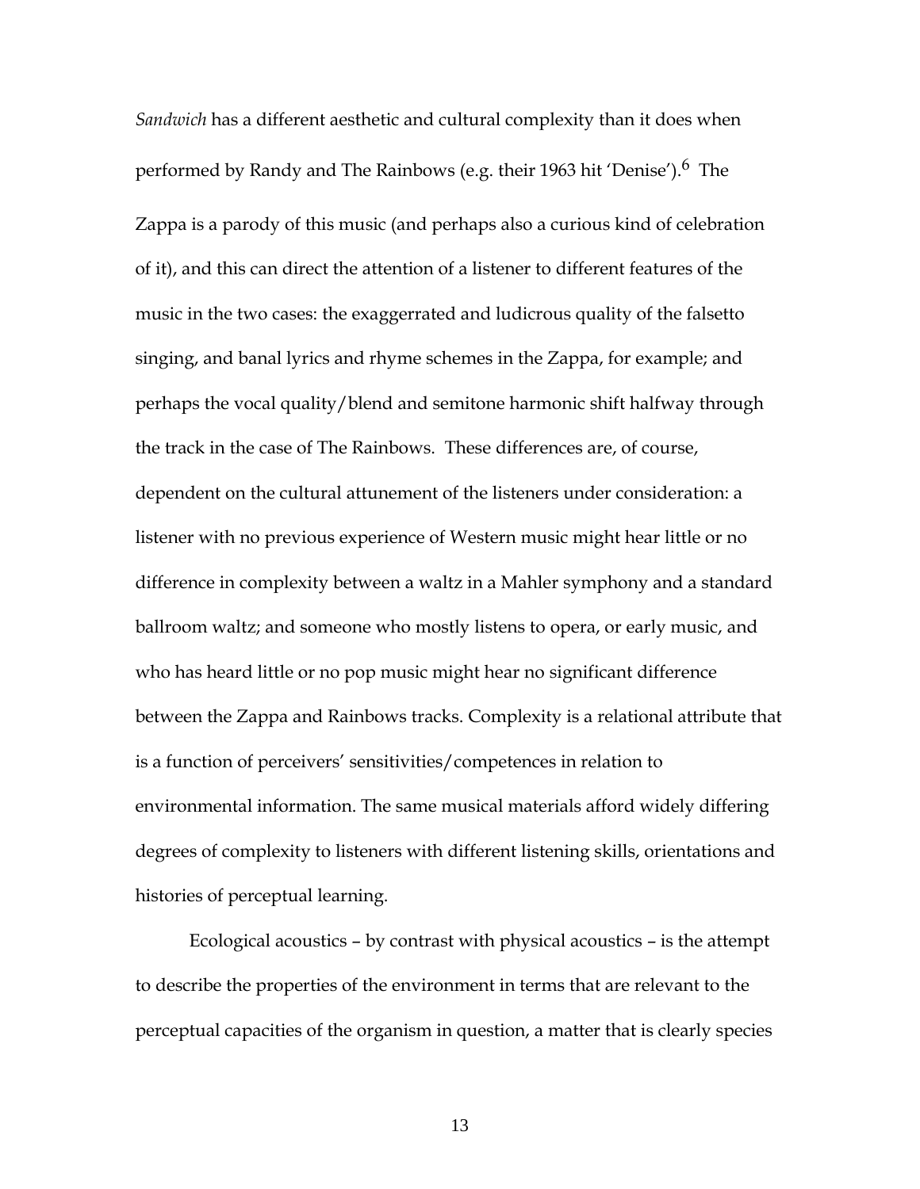*Sandwich* has a different aesthetic and cultural complexity than it does when performed by Randy and The Rainbows (e.g. their 1963 hit 'Denise').[6] The Zappa is a parody of this music (and perhaps also a curious kind of celebration of it), and this can direct the attention of a listener to different features of the music in the two cases: the exaggerrated and ludicrous quality of the falsetto singing, and banal lyrics and rhyme schemes in the Zappa, for example; and perhaps the vocal quality/blend and semitone harmonic shift halfway through the track in the case of The Rainbows. These differences are, of course, dependent on the cultural attunement of the listeners under consideration: a listener with no previous experience of Western music might hear little or no difference in complexity between a waltz in a Mahler symphony and a standard ballroom waltz; and someone who mostly listens to opera, or early music, and who has heard little or no pop music might hear no significant difference between the Zappa and Rainbows tracks. Complexity is a relational attribute that is a function of perceivers' sensitivities/competences in relation to environmental information. The same musical materials afford widely differing degrees of complexity to listeners with different listening skills, orientations and histories of perceptual learning.

Ecological acoustics – by contrast with physical acoustics – is the attempt to describe the properties of the environment in terms that are relevant to the perceptual capacities of the organism in question, a matter that is clearly species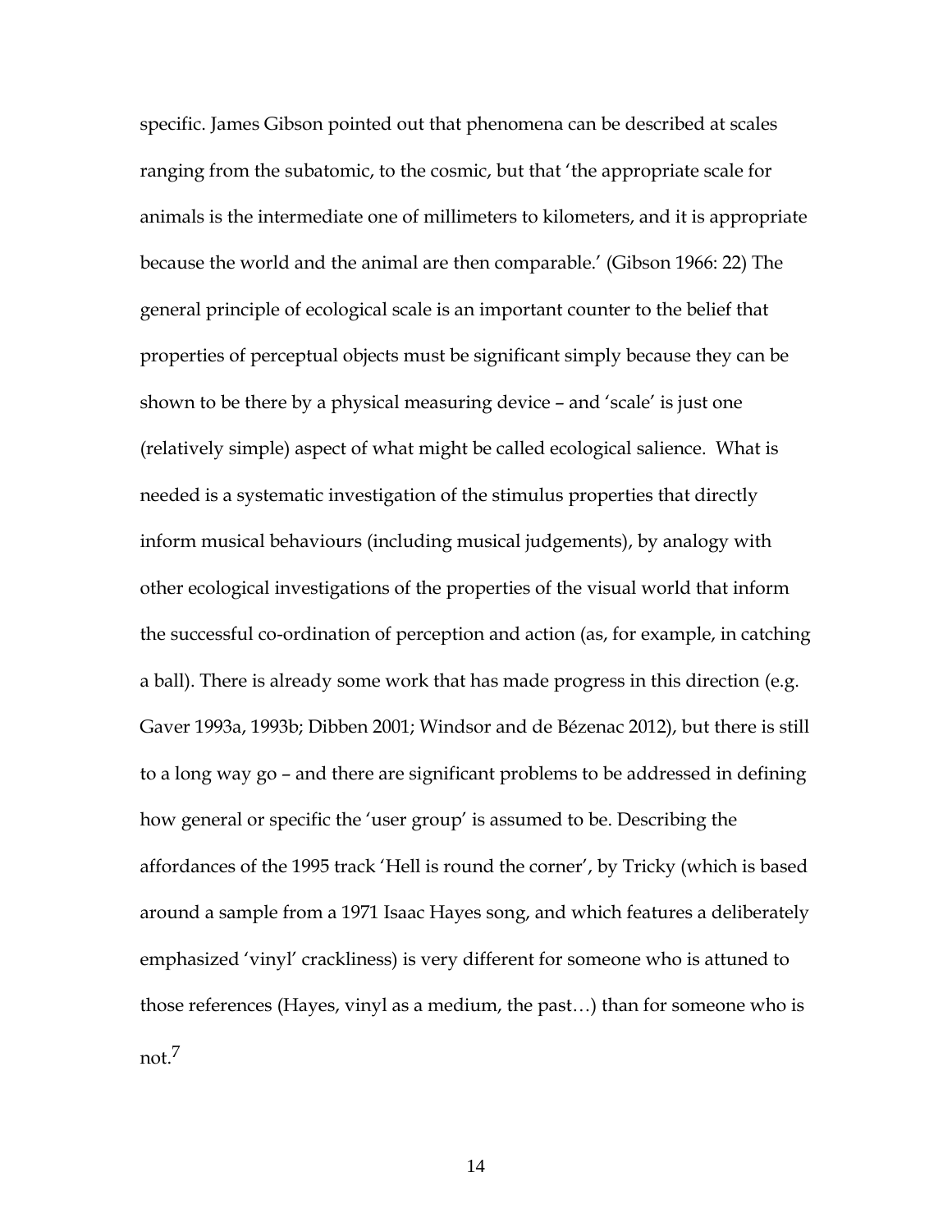specific. James Gibson pointed out that phenomena can be described at scales ranging from the subatomic, to the cosmic, but that 'the appropriate scale for animals is the intermediate one of millimeters to kilometers, and it is appropriate because the world and the animal are then comparable.' (Gibson 1966: 22) The general principle of ecological scale is an important counter to the belief that properties of perceptual objects must be significant simply because they can be shown to be there by a physical measuring device – and 'scale' is just one (relatively simple) aspect of what might be called ecological salience. What is needed is a systematic investigation of the stimulus properties that directly inform musical behaviours (including musical judgements), by analogy with other ecological investigations of the properties of the visual world that inform the successful co-ordination of perception and action (as, for example, in catching a ball). There is already some work that has made progress in this direction (e.g. Gaver 1993a, 1993b; Dibben 2001; Windsor and de Bézenac 2012), but there is still to a long way go – and there are significant problems to be addressed in defining how general or specific the 'user group' is assumed to be. Describing the affordances of the 1995 track 'Hell is round the corner', by Tricky (which is based around a sample from a 1971 Isaac Hayes song, and which features a deliberately emphasized 'vinyl' crackliness) is very different for someone who is attuned to those references (Hayes, vinyl as a medium, the past…) than for someone who is not.[7]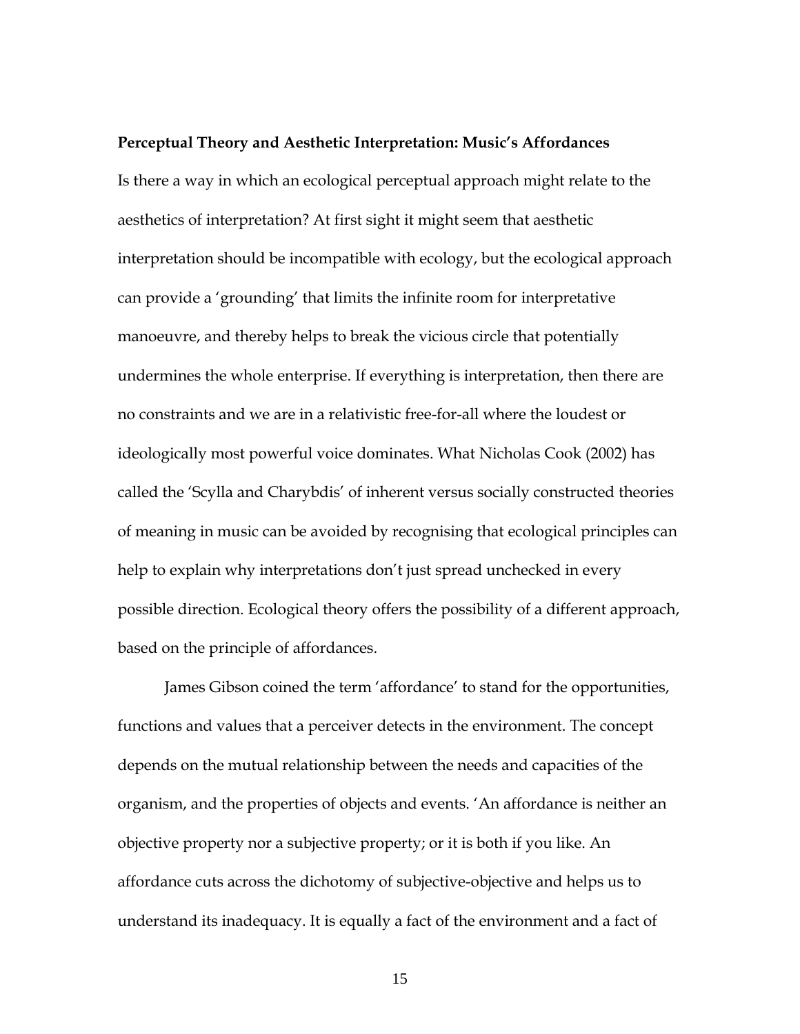**Perceptual Theory and Aesthetic Interpretation: Music's Affordances**

Is there a way in which an ecological perceptual approach might relate to the aesthetics of interpretation? At first sight it might seem that aesthetic interpretation should be incompatible with ecology, but the ecological approach can provide a 'grounding' that limits the infinite room for interpretative manoeuvre, and thereby helps to break the vicious circle that potentially undermines the whole enterprise. If everything is interpretation, then there are no constraints and we are in a relativistic free-for-all where the loudest or ideologically most powerful voice dominates. What Nicholas Cook (2002) has called the 'Scylla and Charybdis' of inherent versus socially constructed theories of meaning in music can be avoided by recognising that ecological principles can help to explain why interpretations don't just spread unchecked in every possible direction. Ecological theory offers the possibility of a different approach, based on the principle of affordances.

James Gibson coined the term 'affordance' to stand for the opportunities, functions and values that a perceiver detects in the environment. The concept depends on the mutual relationship between the needs and capacities of the organism, and the properties of objects and events. 'An affordance is neither an objective property nor a subjective property; or it is both if you like. An affordance cuts across the dichotomy of subjective-objective and helps us to understand its inadequacy. It is equally a fact of the environment and a fact of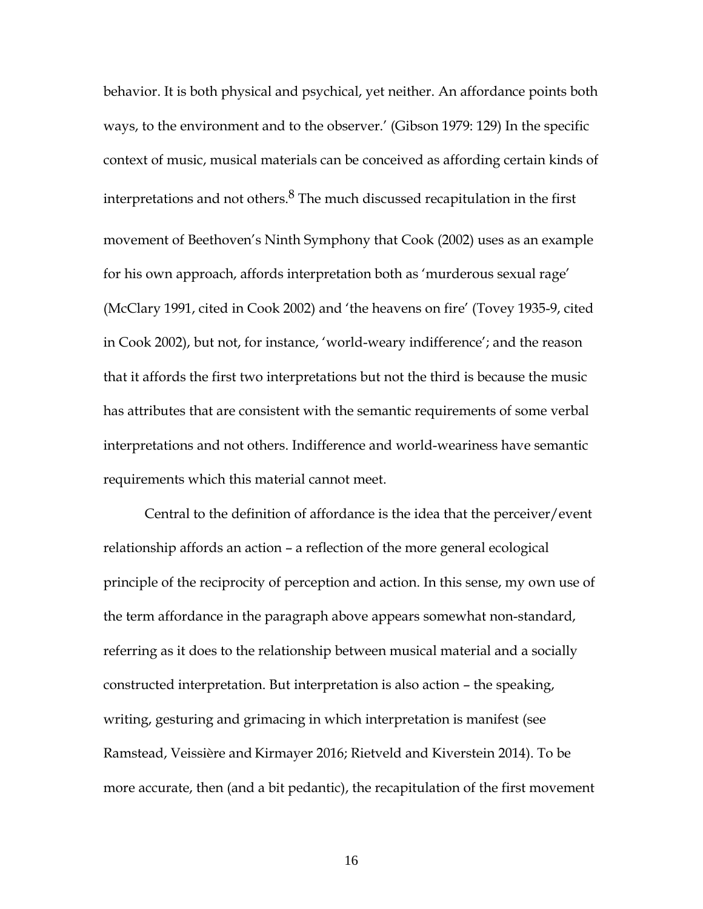behavior. It is both physical and psychical, yet neither. An affordance points both ways, to the environment and to the observer.' (Gibson 1979: 129) In the specific context of music, musical materials can be conceived as affording certain kinds of interpretations and not others.[8] The much discussed recapitulation in the first movement of Beethoven's Ninth Symphony that Cook (2002) uses as an example for his own approach, affords interpretation both as 'murderous sexual rage' (McClary 1991, cited in Cook 2002) and 'the heavens on fire' (Tovey 1935-9, cited in Cook 2002), but not, for instance, 'world-weary indifference'; and the reason that it affords the first two interpretations but not the third is because the music has attributes that are consistent with the semantic requirements of some verbal interpretations and not others. Indifference and world-weariness have semantic requirements which this material cannot meet.

Central to the definition of affordance is the idea that the perceiver/event relationship affords an action – a reflection of the more general ecological principle of the reciprocity of perception and action. In this sense, my own use of the term affordance in the paragraph above appears somewhat non-standard, referring as it does to the relationship between musical material and a socially constructed interpretation. But interpretation is also action – the speaking, writing, gesturing and grimacing in which interpretation is manifest (see Ramstead, Veissière and Kirmayer 2016; Rietveld and Kiverstein 2014). To be more accurate, then (and a bit pedantic), the recapitulation of the first movement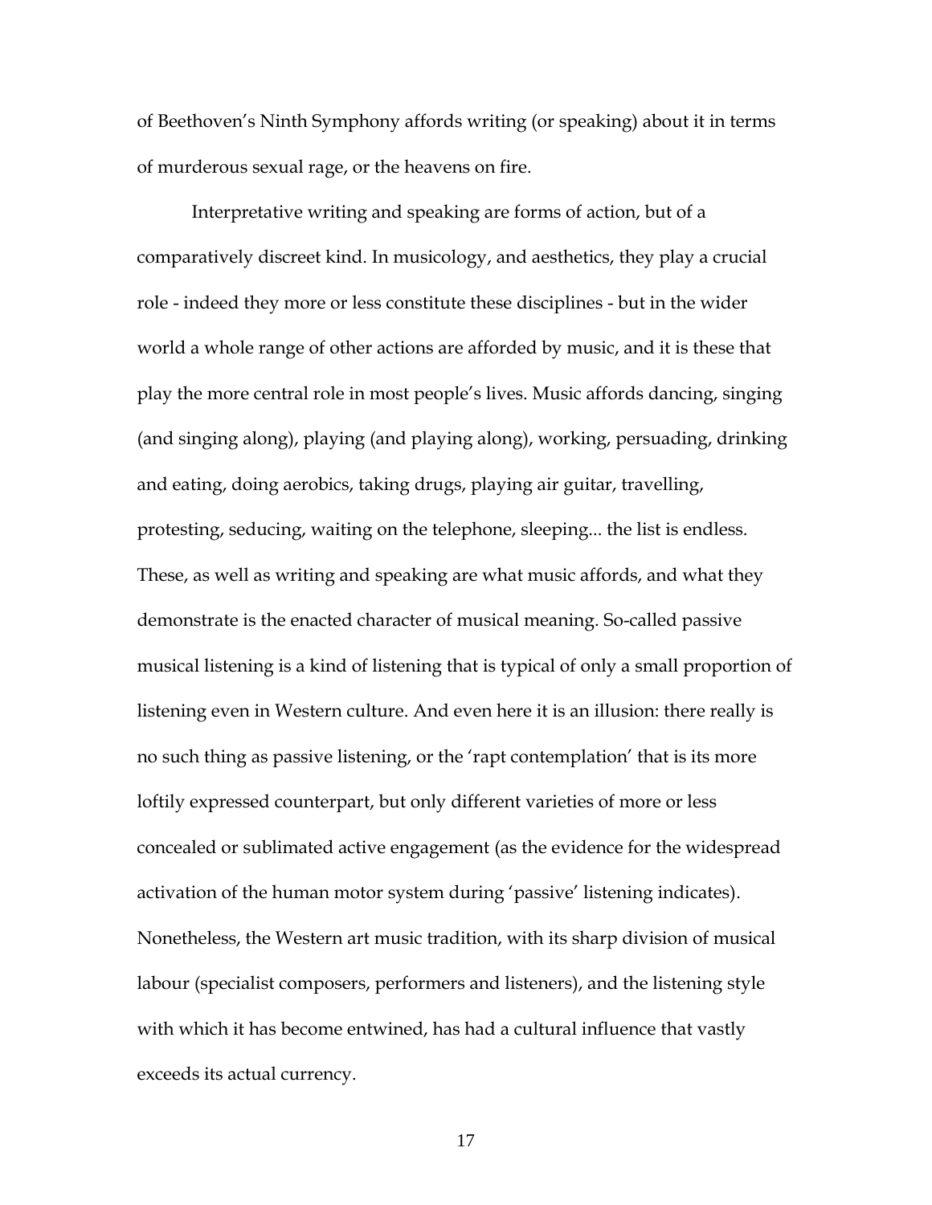of Beethoven's Ninth Symphony affords writing (or speaking) about it in terms of murderous sexual rage, or the heavens on fire.

Interpretative writing and speaking are forms of action, but of a comparatively discreet kind. In musicology, and aesthetics, they play a crucial role - indeed they more or less constitute these disciplines - but in the wider world a whole range of other actions are afforded by music, and it is these that play the more central role in most people's lives. Music affords dancing, singing (and singing along), playing (and playing along), working, persuading, drinking and eating, doing aerobics, taking drugs, playing air guitar, travelling, protesting, seducing, waiting on the telephone, sleeping... the list is endless. These, as well as writing and speaking are what music affords, and what they demonstrate is the enacted character of musical meaning. So-called passive musical listening is a kind of listening that is typical of only a small proportion of listening even in Western culture. And even here it is an illusion: there really is no such thing as passive listening, or the 'rapt contemplation' that is its more loftily expressed counterpart, but only different varieties of more or less concealed or sublimated active engagement (as the evidence for the widespread activation of the human motor system during 'passive' listening indicates). Nonetheless, the Western art music tradition, with its sharp division of musical labour (specialist composers, performers and listeners), and the listening style with which it has become entwined, has had a cultural influence that vastly exceeds its actual currency.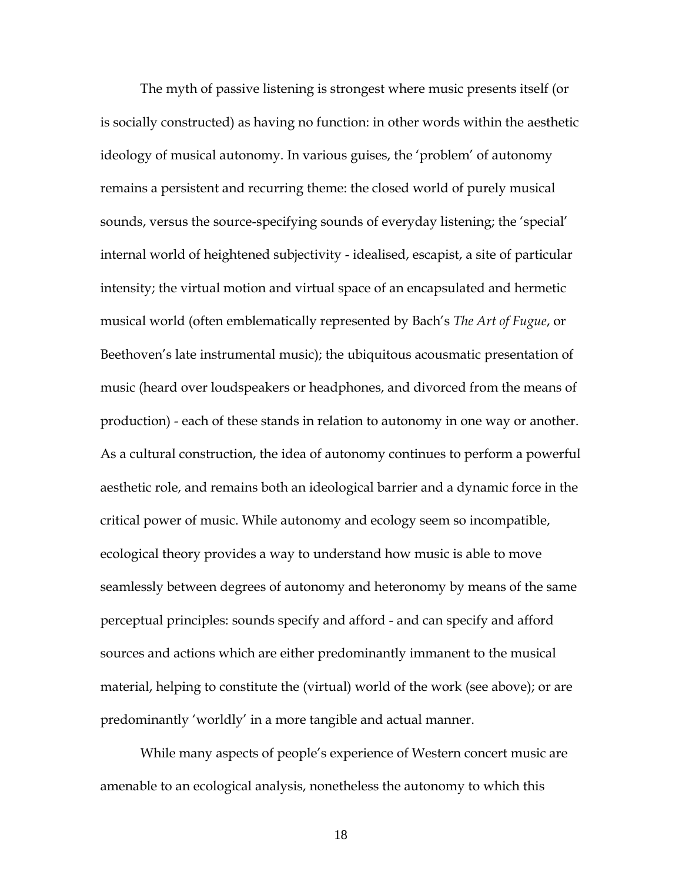The myth of passive listening is strongest where music presents itself (or is socially constructed) as having no function: in other words within the aesthetic ideology of musical autonomy. In various guises, the 'problem' of autonomy remains a persistent and recurring theme: the closed world of purely musical sounds, versus the source-specifying sounds of everyday listening; the 'special' internal world of heightened subjectivity - idealised, escapist, a site of particular intensity; the virtual motion and virtual space of an encapsulated and hermetic musical world (often emblematically represented by Bach's *The Art of Fugue*, or Beethoven's late instrumental music); the ubiquitous acousmatic presentation of music (heard over loudspeakers or headphones, and divorced from the means of production) - each of these stands in relation to autonomy in one way or another. As a cultural construction, the idea of autonomy continues to perform a powerful aesthetic role, and remains both an ideological barrier and a dynamic force in the critical power of music. While autonomy and ecology seem so incompatible, ecological theory provides a way to understand how music is able to move seamlessly between degrees of autonomy and heteronomy by means of the same perceptual principles: sounds specify and afford - and can specify and afford sources and actions which are either predominantly immanent to the musical material, helping to constitute the (virtual) world of the work (see above); or are predominantly 'worldly' in a more tangible and actual manner.

While many aspects of people's experience of Western concert music are amenable to an ecological analysis, nonetheless the autonomy to which this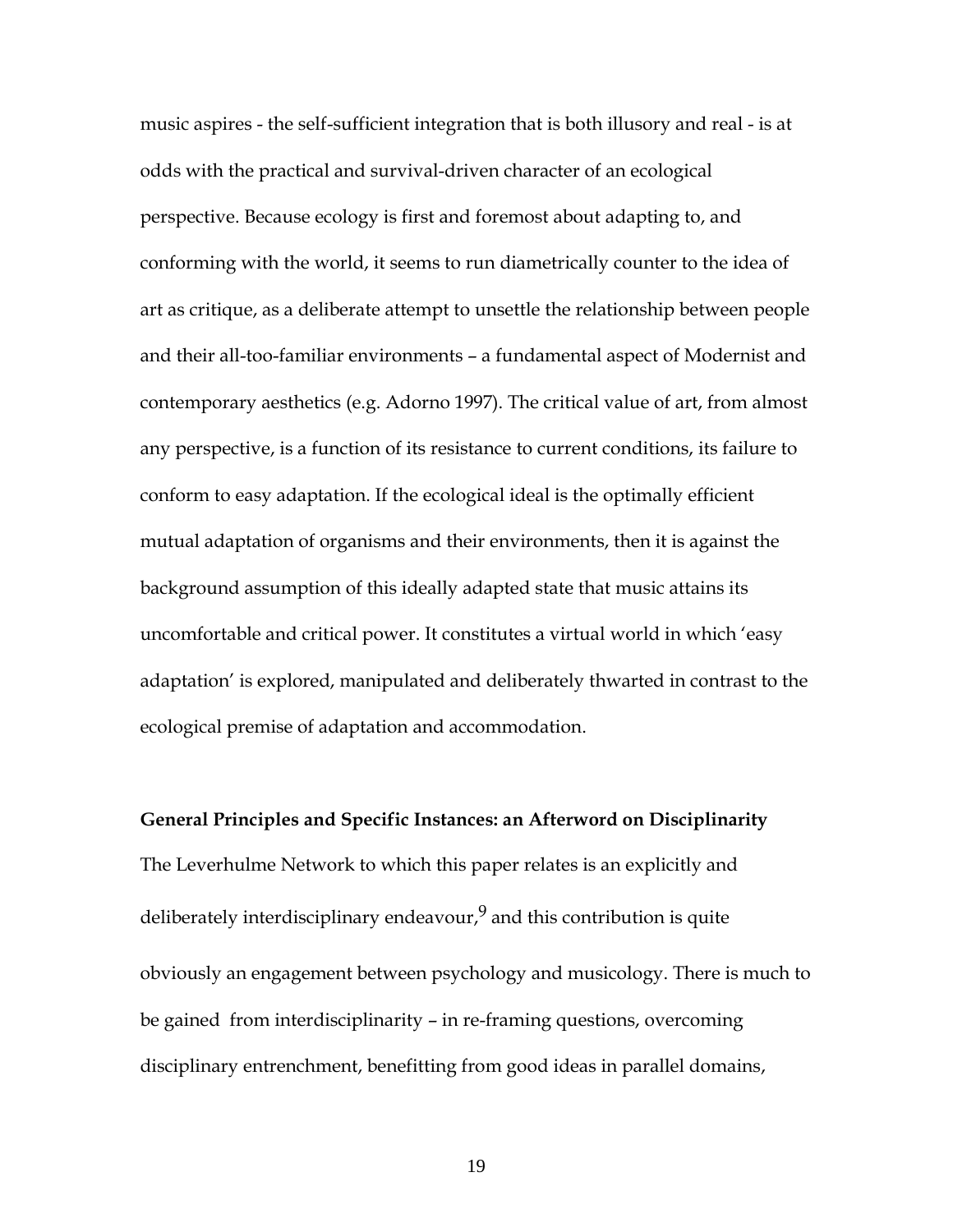music aspires - the self-sufficient integration that is both illusory and real - is at odds with the practical and survival-driven character of an ecological perspective. Because ecology is first and foremost about adapting to, and conforming with the world, it seems to run diametrically counter to the idea of art as critique, as a deliberate attempt to unsettle the relationship between people and their all-too-familiar environments – a fundamental aspect of Modernist and contemporary aesthetics (e.g. Adorno 1997). The critical value of art, from almost any perspective, is a function of its resistance to current conditions, its failure to conform to easy adaptation. If the ecological ideal is the optimally efficient mutual adaptation of organisms and their environments, then it is against the background assumption of this ideally adapted state that music attains its uncomfortable and critical power. It constitutes a virtual world in which 'easy adaptation' is explored, manipulated and deliberately thwarted in contrast to the ecological premise of adaptation and accommodation.

**General Principles and Specific Instances: an Afterword on Disciplinarity**

The Leverhulme Network to which this paper relates is an explicitly and deliberately interdisciplinary endeavour,[9] and this contribution is quite obviously an engagement between psychology and musicology. There is much to be gained from interdisciplinarity – in re-framing questions, overcoming disciplinary entrenchment, benefitting from good ideas in parallel domains,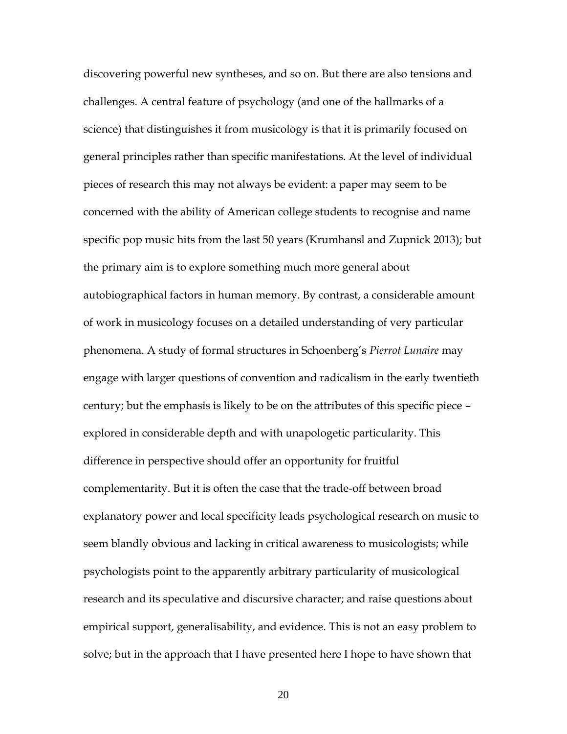discovering powerful new syntheses, and so on. But there are also tensions and challenges. A central feature of psychology (and one of the hallmarks of a science) that distinguishes it from musicology is that it is primarily focused on general principles rather than specific manifestations. At the level of individual pieces of research this may not always be evident: a paper may seem to be concerned with the ability of American college students to recognise and name specific pop music hits from the last 50 years (Krumhansl and Zupnick 2013); but the primary aim is to explore something much more general about autobiographical factors in human memory. By contrast, a considerable amount of work in musicology focuses on a detailed understanding of very particular phenomena. A study of formal structures in Schoenberg's *Pierrot Lunaire* may engage with larger questions of convention and radicalism in the early twentieth century; but the emphasis is likely to be on the attributes of this specific piece – explored in considerable depth and with unapologetic particularity. This difference in perspective should offer an opportunity for fruitful complementarity. But it is often the case that the trade-off between broad explanatory power and local specificity leads psychological research on music to seem blandly obvious and lacking in critical awareness to musicologists; while psychologists point to the apparently arbitrary particularity of musicological research and its speculative and discursive character; and raise questions about empirical support, generalisability, and evidence. This is not an easy problem to solve; but in the approach that I have presented here I hope to have shown that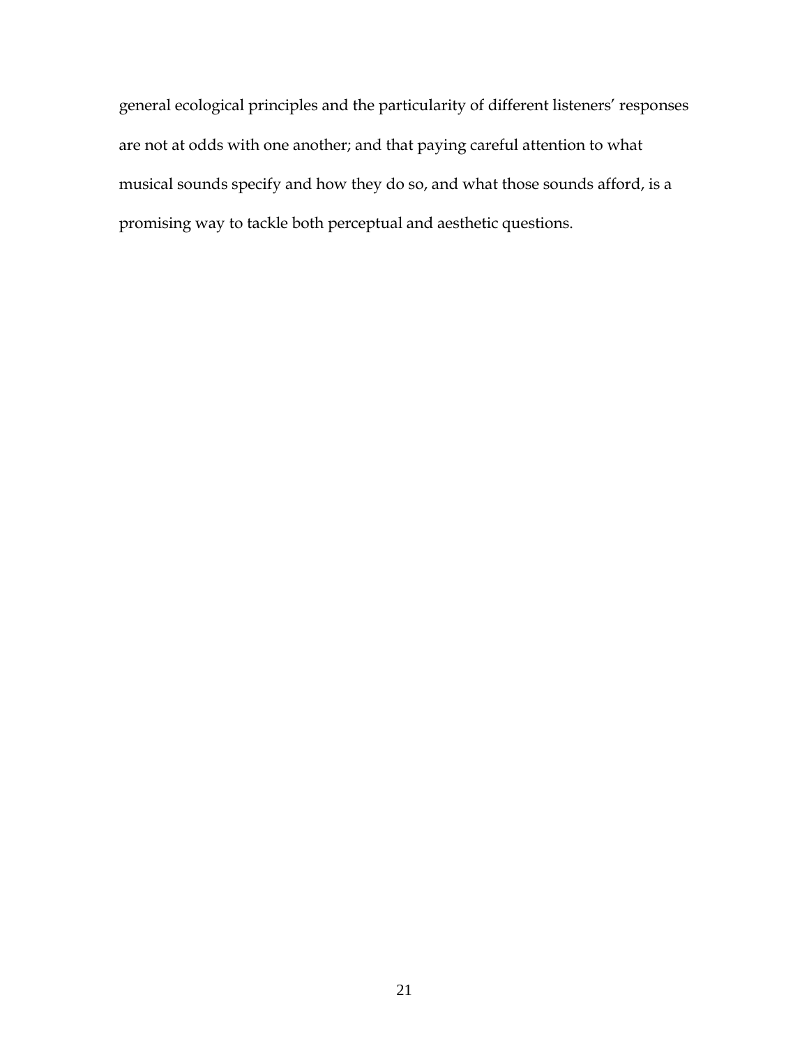general ecological principles and the particularity of different listeners' responses are not at odds with one another; and that paying careful attention to what musical sounds specify and how they do so, and what those sounds afford, is a promising way to tackle both perceptual and aesthetic questions.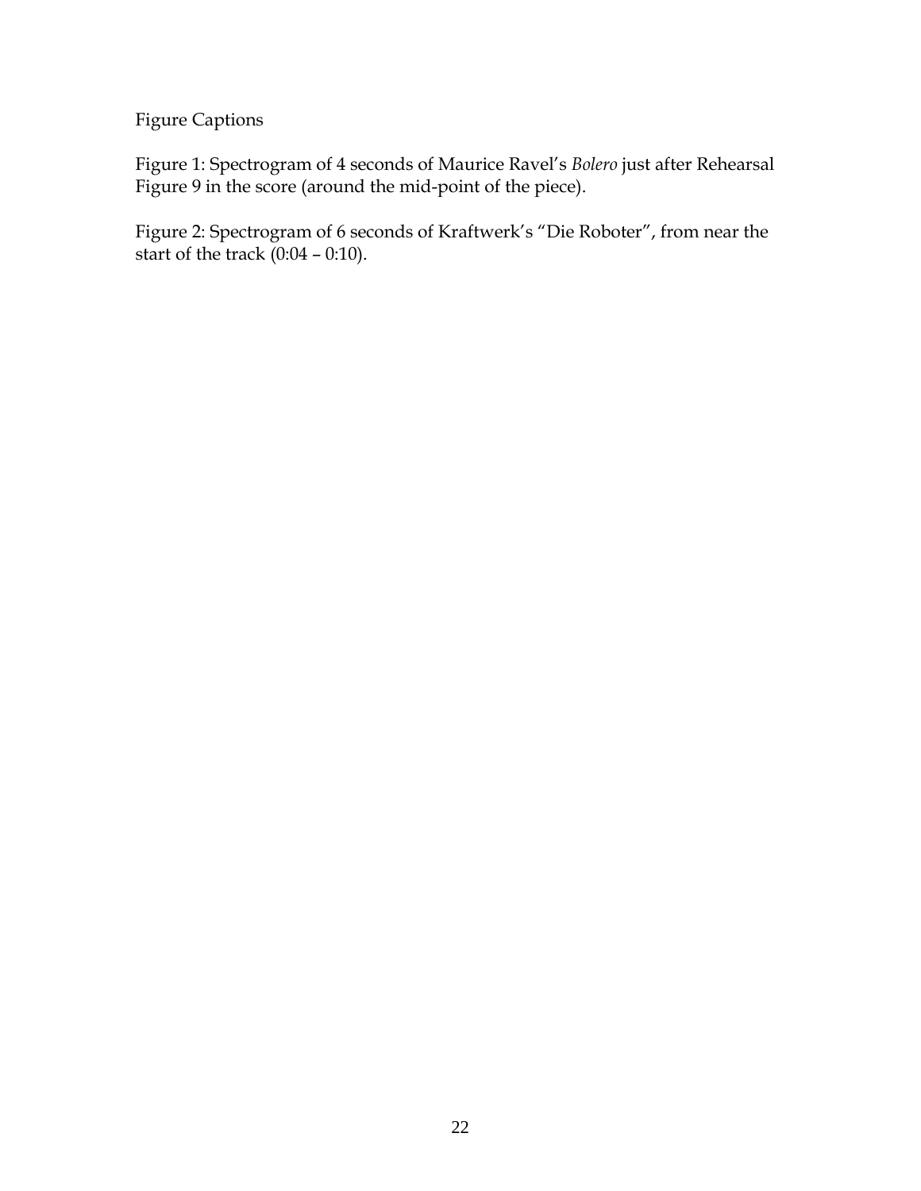Figure Captions

Figure 1: Spectrogram of 4 seconds of Maurice Ravel's *Bolero* just after Rehearsal Figure 9 in the score (around the mid-point of the piece).

Figure 2: Spectrogram of 6 seconds of Kraftwerk's "Die Roboter", from near the start of the track (0:04 – 0:10).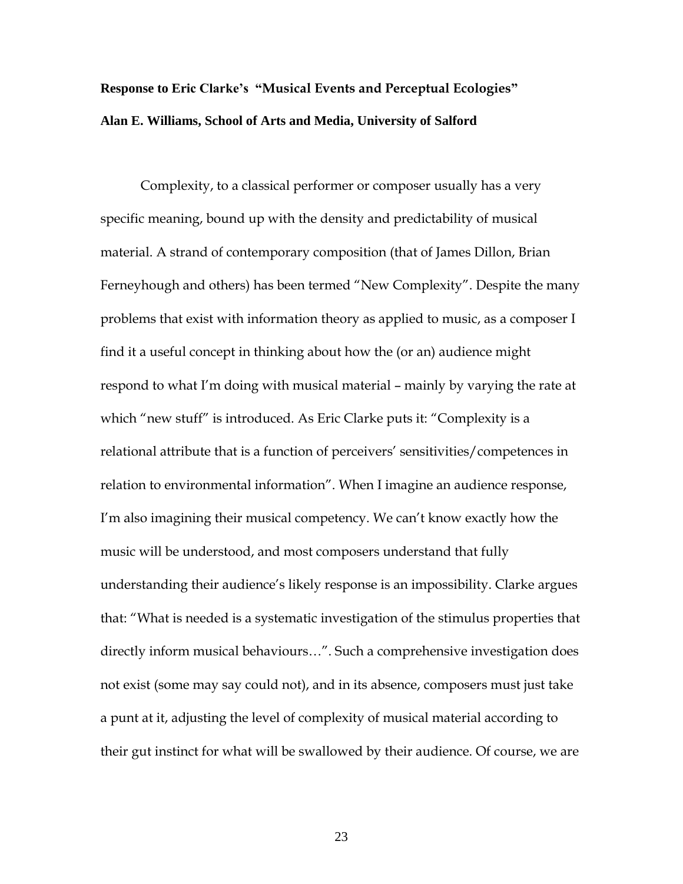**Response to Eric Clarke's "Musical Events and Perceptual Ecologies"**

**Alan E. Williams, School of Arts and Media, University of Salford**

Complexity, to a classical performer or composer usually has a very specific meaning, bound up with the density and predictability of musical material. A strand of contemporary composition (that of James Dillon, Brian Ferneyhough and others) has been termed "New Complexity". Despite the many problems that exist with information theory as applied to music, as a composer I find it a useful concept in thinking about how the (or an) audience might respond to what I'm doing with musical material – mainly by varying the rate at which "new stuff" is introduced. As Eric Clarke puts it: "Complexity is a relational attribute that is a function of perceivers' sensitivities/competences in relation to environmental information". When I imagine an audience response, I'm also imagining their musical competency. We can't know exactly how the music will be understood, and most composers understand that fully understanding their audience's likely response is an impossibility. Clarke argues that: "What is needed is a systematic investigation of the stimulus properties that directly inform musical behaviours…". Such a comprehensive investigation does not exist (some may say could not), and in its absence, composers must just take a punt at it, adjusting the level of complexity of musical material according to their gut instinct for what will be swallowed by their audience. Of course, we are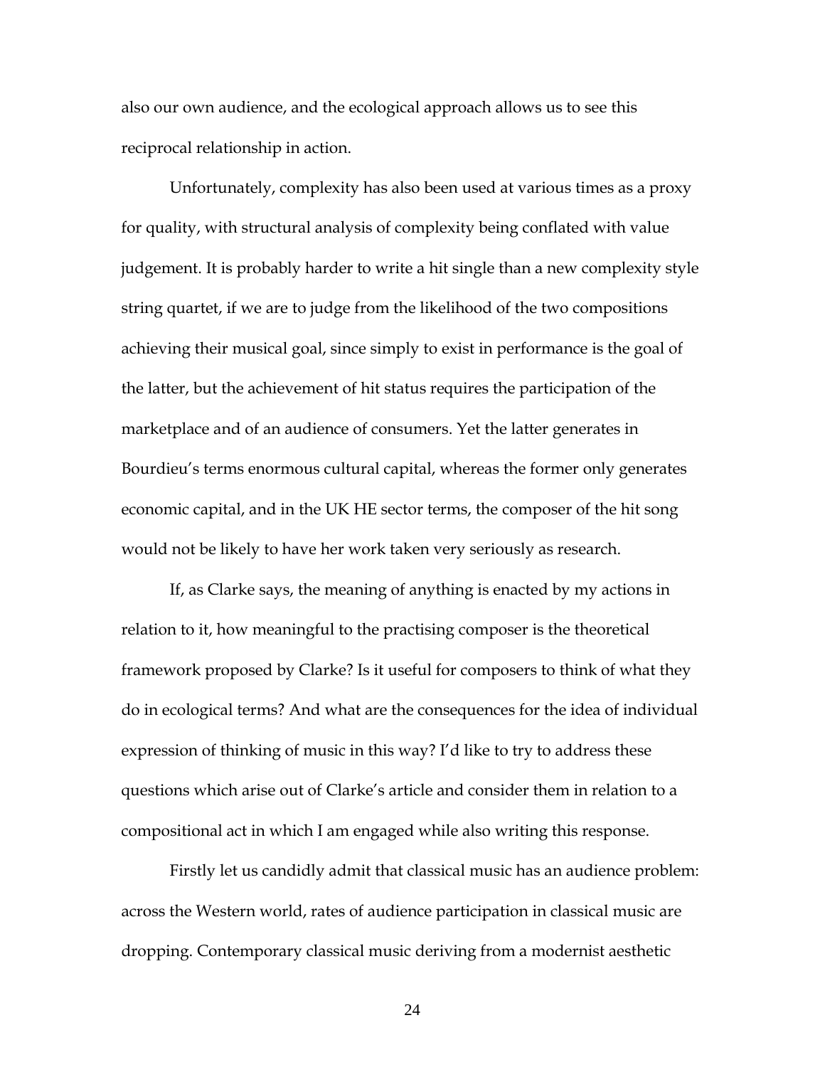also our own audience, and the ecological approach allows us to see this reciprocal relationship in action.

Unfortunately, complexity has also been used at various times as a proxy for quality, with structural analysis of complexity being conflated with value judgement. It is probably harder to write a hit single than a new complexity style string quartet, if we are to judge from the likelihood of the two compositions achieving their musical goal, since simply to exist in performance is the goal of the latter, but the achievement of hit status requires the participation of the marketplace and of an audience of consumers. Yet the latter generates in Bourdieu's terms enormous cultural capital, whereas the former only generates economic capital, and in the UK HE sector terms, the composer of the hit song would not be likely to have her work taken very seriously as research.

If, as Clarke says, the meaning of anything is enacted by my actions in relation to it, how meaningful to the practising composer is the theoretical framework proposed by Clarke? Is it useful for composers to think of what they do in ecological terms? And what are the consequences for the idea of individual expression of thinking of music in this way? I'd like to try to address these questions which arise out of Clarke's article and consider them in relation to a compositional act in which I am engaged while also writing this response.

Firstly let us candidly admit that classical music has an audience problem: across the Western world, rates of audience participation in classical music are dropping. Contemporary classical music deriving from a modernist aesthetic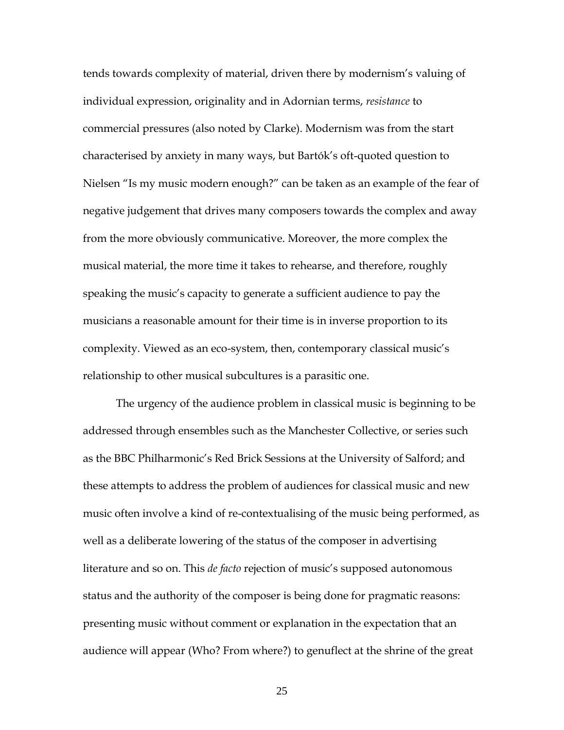tends towards complexity of material, driven there by modernism's valuing of individual expression, originality and in Adornian terms, *resistance* to commercial pressures (also noted by Clarke). Modernism was from the start characterised by anxiety in many ways, but Bartók's oft-quoted question to Nielsen "Is my music modern enough?" can be taken as an example of the fear of negative judgement that drives many composers towards the complex and away from the more obviously communicative. Moreover, the more complex the musical material, the more time it takes to rehearse, and therefore, roughly speaking the music's capacity to generate a sufficient audience to pay the musicians a reasonable amount for their time is in inverse proportion to its complexity. Viewed as an eco-system, then, contemporary classical music's relationship to other musical subcultures is a parasitic one.

The urgency of the audience problem in classical music is beginning to be addressed through ensembles such as the Manchester Collective, or series such as the BBC Philharmonic's Red Brick Sessions at the University of Salford; and these attempts to address the problem of audiences for classical music and new music often involve a kind of re-contextualising of the music being performed, as well as a deliberate lowering of the status of the composer in advertising literature and so on. This *de facto* rejection of music's supposed autonomous status and the authority of the composer is being done for pragmatic reasons: presenting music without comment or explanation in the expectation that an audience will appear (Who? From where?) to genuflect at the shrine of the great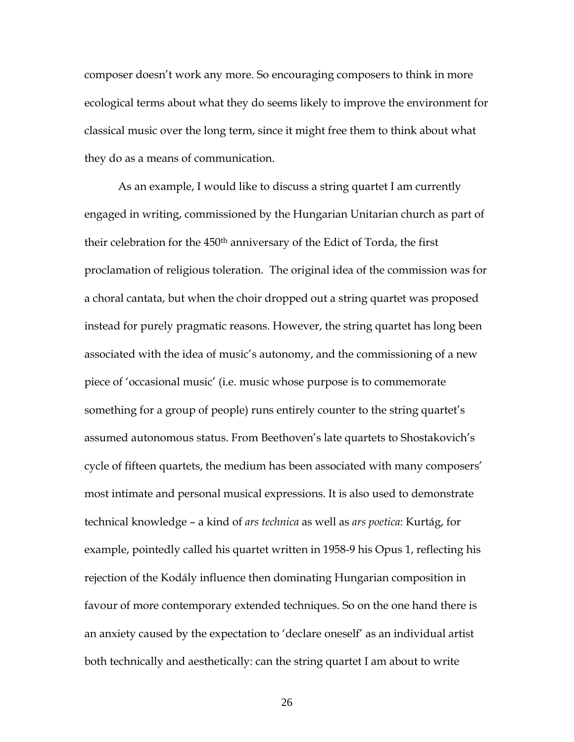composer doesn't work any more. So encouraging composers to think in more ecological terms about what they do seems likely to improve the environment for classical music over the long term, since it might free them to think about what they do as a means of communication.

As an example, I would like to discuss a string quartet I am currently engaged in writing, commissioned by the Hungarian Unitarian church as part of their celebration for the 450th anniversary of the Edict of Torda, the first proclamation of religious toleration. The original idea of the commission was for a choral cantata, but when the choir dropped out a string quartet was proposed instead for purely pragmatic reasons. However, the string quartet has long been associated with the idea of music's autonomy, and the commissioning of a new piece of 'occasional music' (i.e. music whose purpose is to commemorate something for a group of people) runs entirely counter to the string quartet's assumed autonomous status. From Beethoven's late quartets to Shostakovich's cycle of fifteen quartets, the medium has been associated with many composers' most intimate and personal musical expressions. It is also used to demonstrate technical knowledge – a kind of *ars technica* as well as *ars poetica*: Kurtág, for example, pointedly called his quartet written in 1958-9 his Opus 1, reflecting his rejection of the Kodály influence then dominating Hungarian composition in favour of more contemporary extended techniques. So on the one hand there is an anxiety caused by the expectation to 'declare oneself' as an individual artist both technically and aesthetically: can the string quartet I am about to write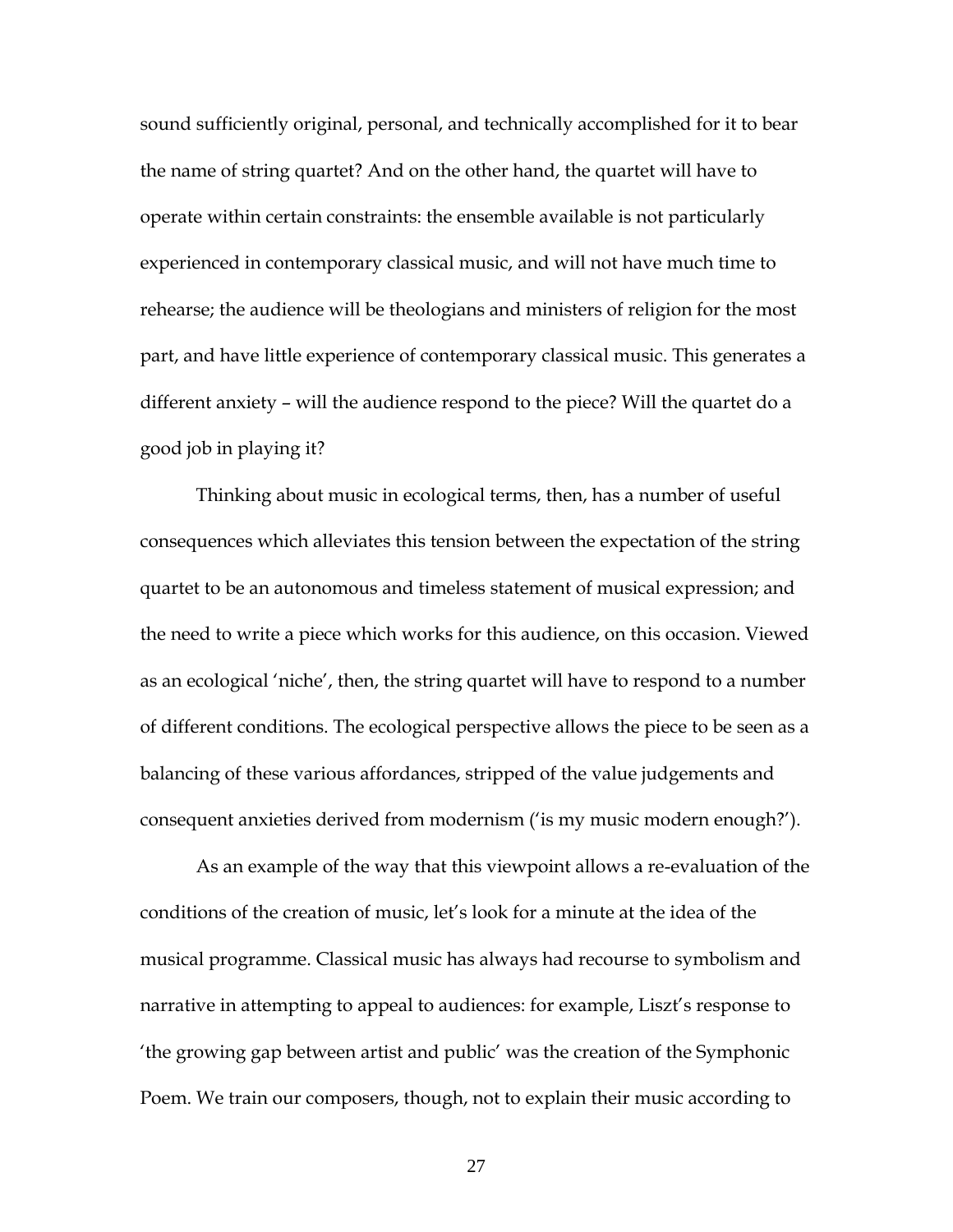sound sufficiently original, personal, and technically accomplished for it to bear the name of string quartet? And on the other hand, the quartet will have to operate within certain constraints: the ensemble available is not particularly experienced in contemporary classical music, and will not have much time to rehearse; the audience will be theologians and ministers of religion for the most part, and have little experience of contemporary classical music. This generates a different anxiety – will the audience respond to the piece? Will the quartet do a good job in playing it?

Thinking about music in ecological terms, then, has a number of useful consequences which alleviates this tension between the expectation of the string quartet to be an autonomous and timeless statement of musical expression; and the need to write a piece which works for this audience, on this occasion. Viewed as an ecological 'niche', then, the string quartet will have to respond to a number of different conditions. The ecological perspective allows the piece to be seen as a balancing of these various affordances, stripped of the value judgements and consequent anxieties derived from modernism ('is my music modern enough?').

As an example of the way that this viewpoint allows a re-evaluation of the conditions of the creation of music, let's look for a minute at the idea of the musical programme. Classical music has always had recourse to symbolism and narrative in attempting to appeal to audiences: for example, Liszt's response to 'the growing gap between artist and public' was the creation of the Symphonic Poem. We train our composers, though, not to explain their music according to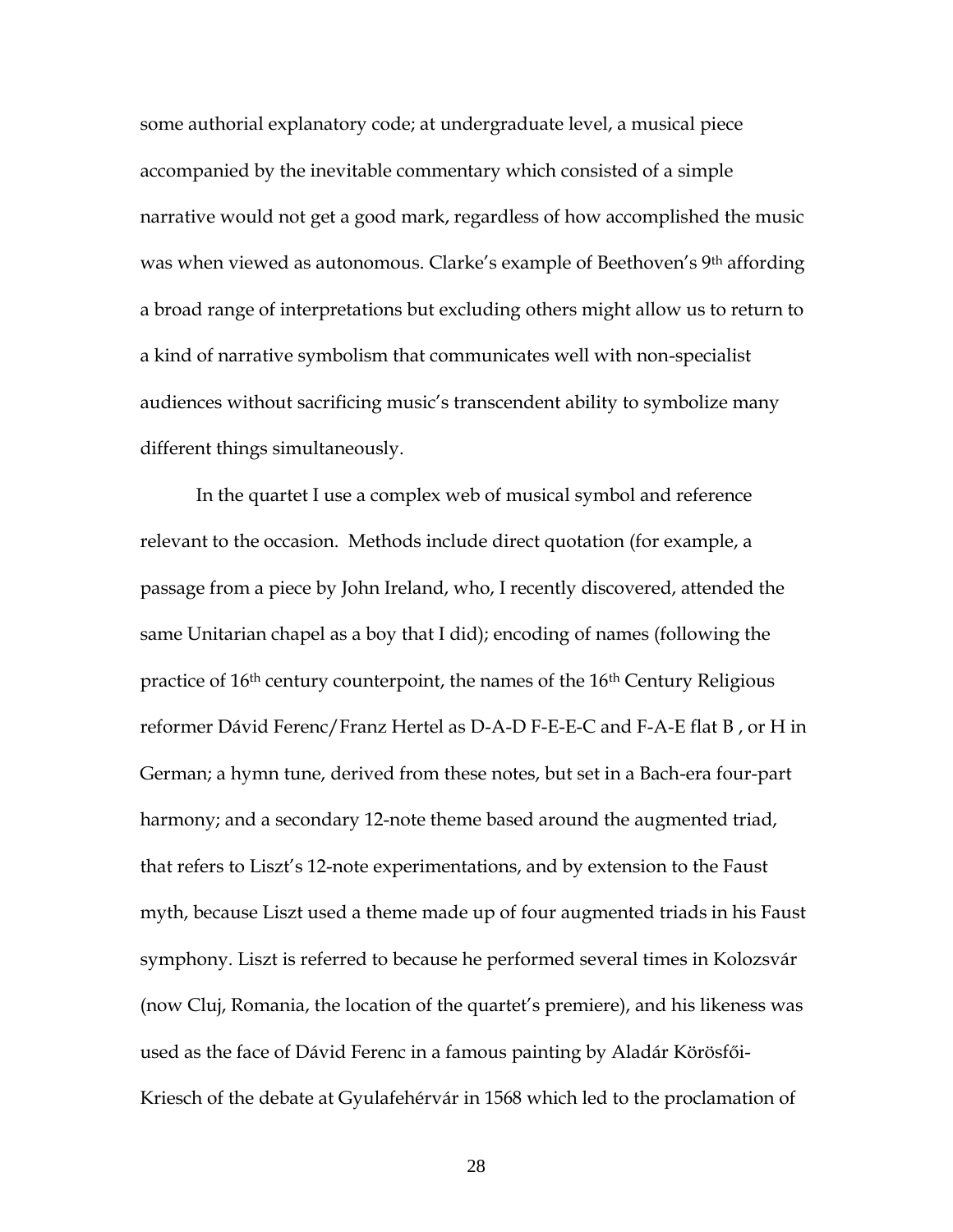some authorial explanatory code; at undergraduate level, a musical piece accompanied by the inevitable commentary which consisted of a simple narrative would not get a good mark, regardless of how accomplished the music was when viewed as autonomous. Clarke's example of Beethoven's 9th affording a broad range of interpretations but excluding others might allow us to return to a kind of narrative symbolism that communicates well with non-specialist audiences without sacrificing music's transcendent ability to symbolize many different things simultaneously.

In the quartet I use a complex web of musical symbol and reference relevant to the occasion. Methods include direct quotation (for example, a passage from a piece by John Ireland, who, I recently discovered, attended the same Unitarian chapel as a boy that I did); encoding of names (following the practice of 16th century counterpoint, the names of the 16th Century Religious reformer Dávid Ferenc/Franz Hertel as D-A-D F-E-E-C and F-A-E flat B , or H in German; a hymn tune, derived from these notes, but set in a Bach-era four-part harmony; and a secondary 12-note theme based around the augmented triad, that refers to Liszt's 12-note experimentations, and by extension to the Faust myth, because Liszt used a theme made up of four augmented triads in his Faust symphony. Liszt is referred to because he performed several times in Kolozsvár (now Cluj, Romania, the location of the quartet's premiere), and his likeness was used as the face of Dávid Ferenc in a famous painting by Aladár Körösfői-Kriesch of the debate at Gyulafehérvár in 1568 which led to the proclamation of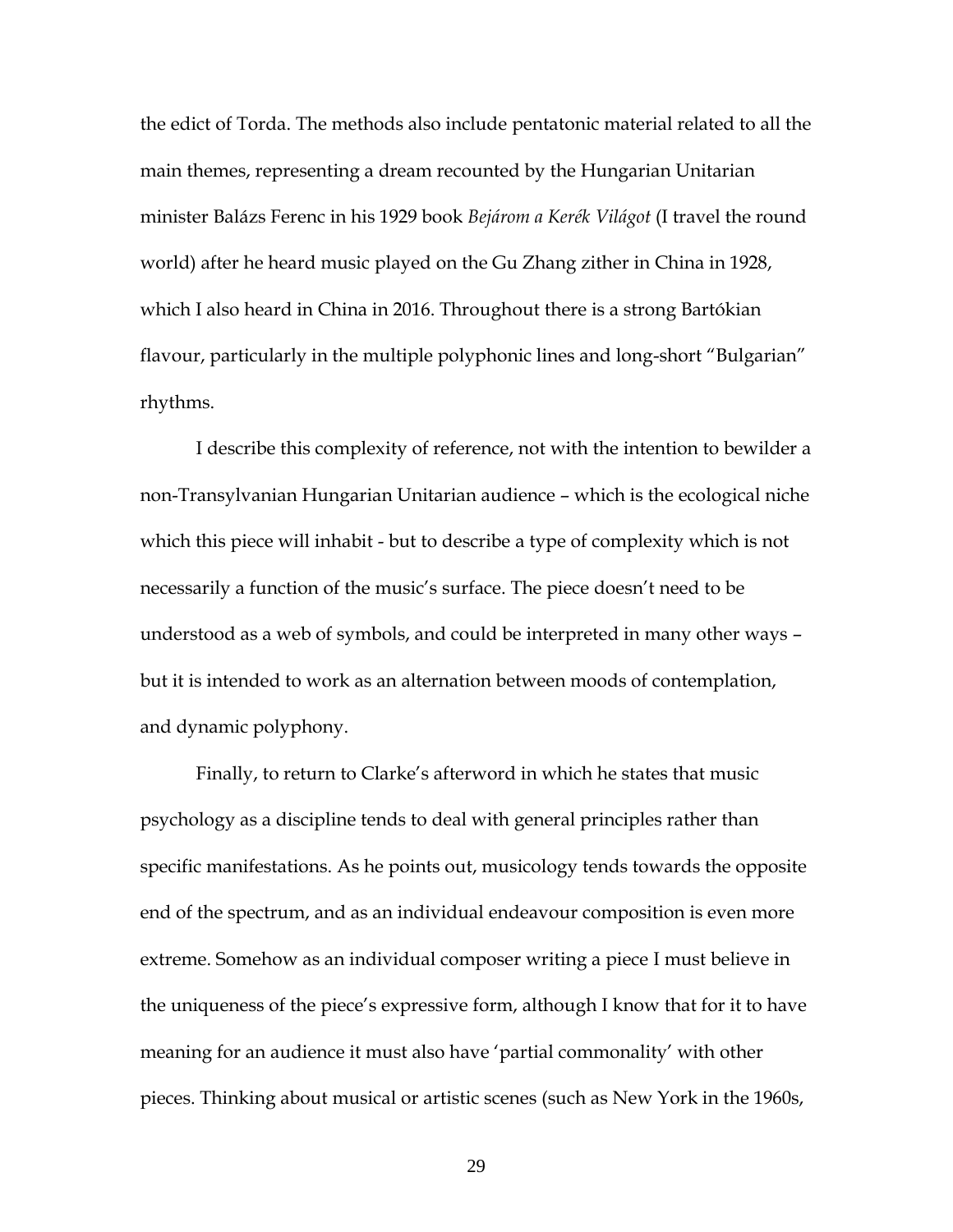the edict of Torda. The methods also include pentatonic material related to all the main themes, representing a dream recounted by the Hungarian Unitarian minister Balázs Ferenc in his 1929 book *Bejárom a Kerék Világot* (I travel the round world) after he heard music played on the Gu Zhang zither in China in 1928, which I also heard in China in 2016. Throughout there is a strong Bartókian flavour, particularly in the multiple polyphonic lines and long-short "Bulgarian" rhythms.

I describe this complexity of reference, not with the intention to bewilder a non-Transylvanian Hungarian Unitarian audience – which is the ecological niche which this piece will inhabit - but to describe a type of complexity which is not necessarily a function of the music's surface. The piece doesn't need to be understood as a web of symbols, and could be interpreted in many other ways – but it is intended to work as an alternation between moods of contemplation, and dynamic polyphony.

Finally, to return to Clarke's afterword in which he states that music psychology as a discipline tends to deal with general principles rather than specific manifestations. As he points out, musicology tends towards the opposite end of the spectrum, and as an individual endeavour composition is even more extreme. Somehow as an individual composer writing a piece I must believe in the uniqueness of the piece's expressive form, although I know that for it to have meaning for an audience it must also have 'partial commonality' with other pieces. Thinking about musical or artistic scenes (such as New York in the 1960s,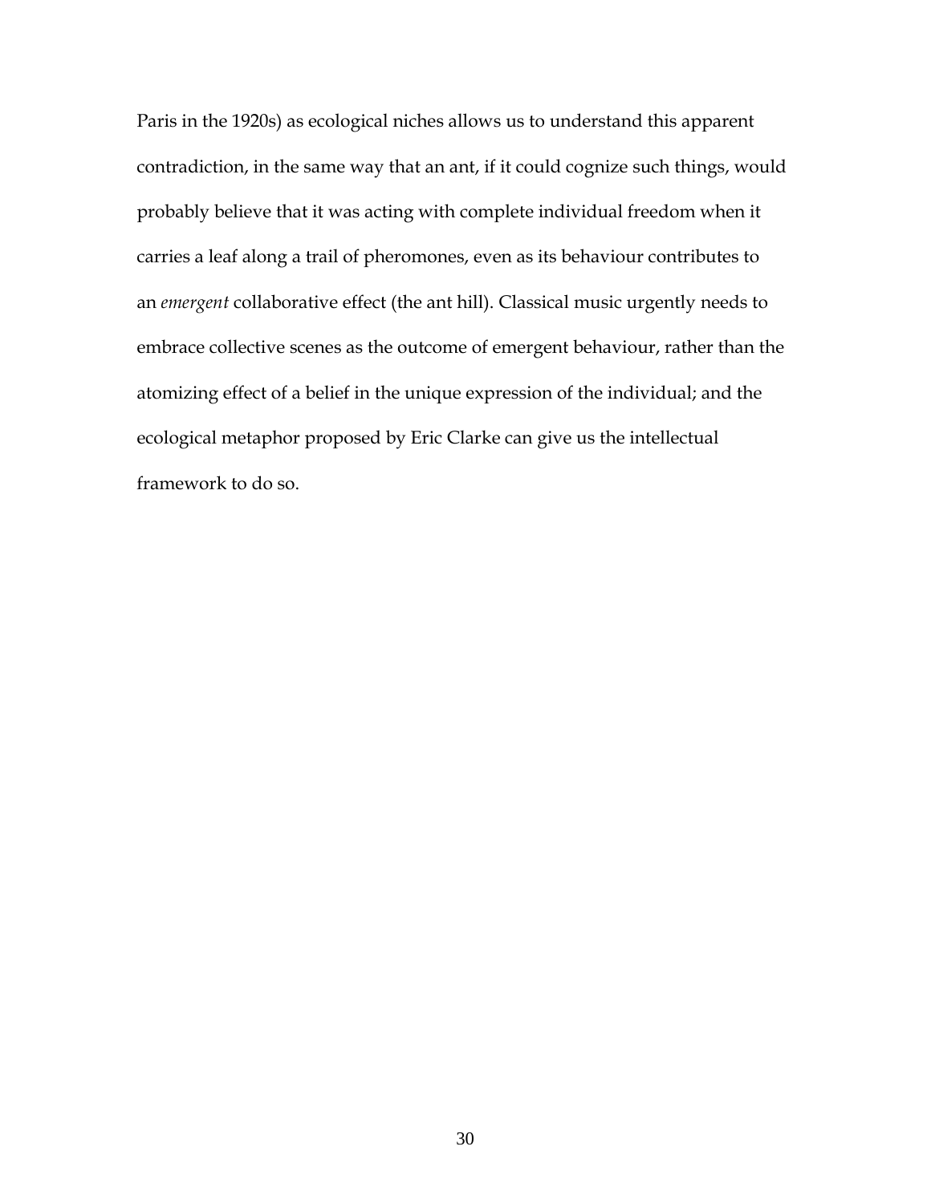Paris in the 1920s) as ecological niches allows us to understand this apparent contradiction, in the same way that an ant, if it could cognize such things, would probably believe that it was acting with complete individual freedom when it carries a leaf along a trail of pheromones, even as its behaviour contributes to an *emergent* collaborative effect (the ant hill). Classical music urgently needs to embrace collective scenes as the outcome of emergent behaviour, rather than the atomizing effect of a belief in the unique expression of the individual; and the ecological metaphor proposed by Eric Clarke can give us the intellectual framework to do so.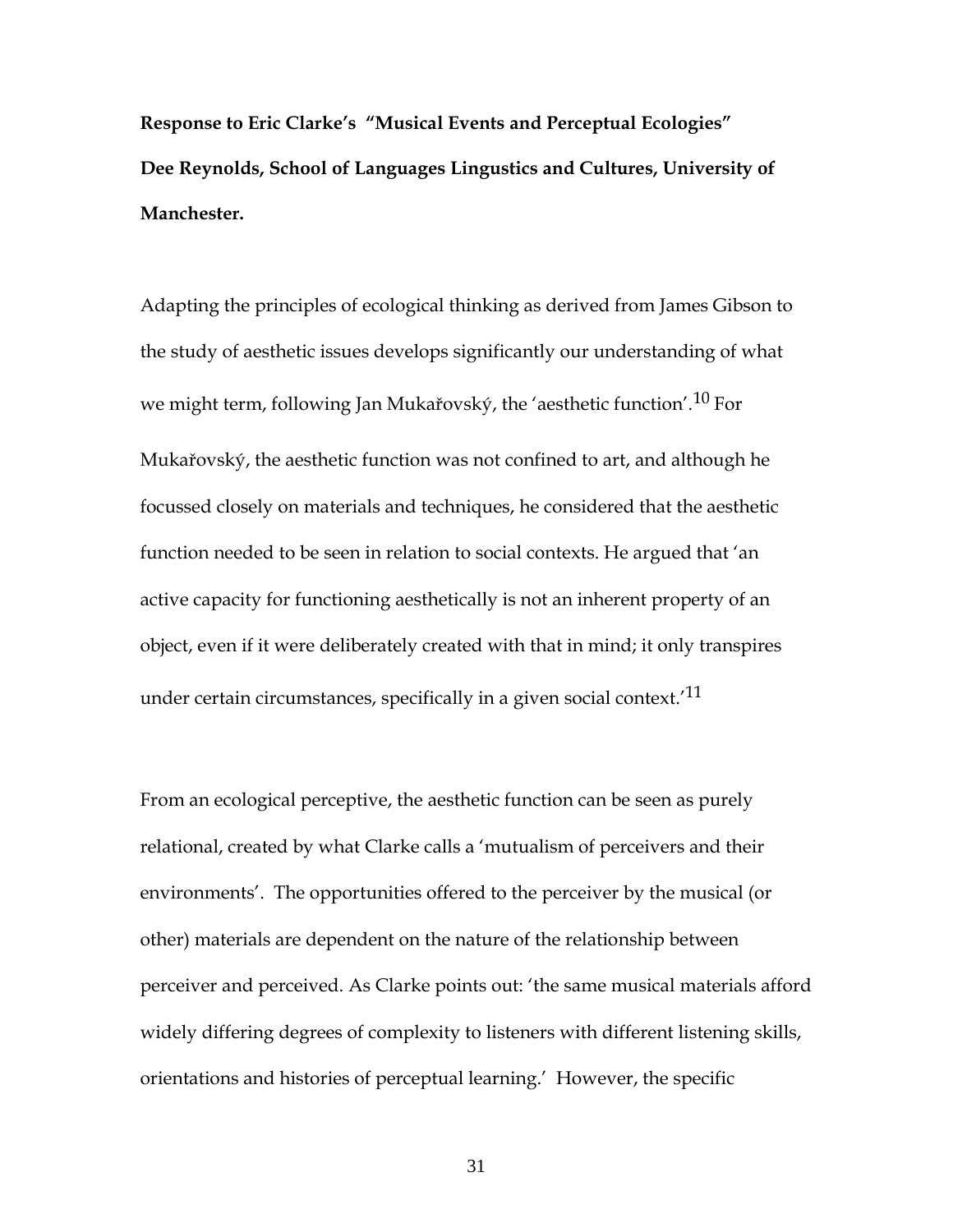**Response to Eric Clarke's "Musical Events and Perceptual Ecologies"**

**Dee Reynolds, School of Languages Lingustics and Cultures, University of Manchester.**

Adapting the principles of ecological thinking as derived from James Gibson to the study of aesthetic issues develops significantly our understanding of what we might term, following Jan Mukařovský, the 'aesthetic function'.[10] For Mukařovský, the aesthetic function was not confined to art, and although he focussed closely on materials and techniques, he considered that the aesthetic function needed to be seen in relation to social contexts. He argued that 'an active capacity for functioning aesthetically is not an inherent property of an object, even if it were deliberately created with that in mind; it only transpires under certain circumstances, specifically in a given social context.'[11]

From an ecological perceptive, the aesthetic function can be seen as purely relational, created by what Clarke calls a 'mutualism of perceivers and their environments'. The opportunities offered to the perceiver by the musical (or other) materials are dependent on the nature of the relationship between perceiver and perceived. As Clarke points out: 'the same musical materials afford widely differing degrees of complexity to listeners with different listening skills, orientations and histories of perceptual learning.' However, the specific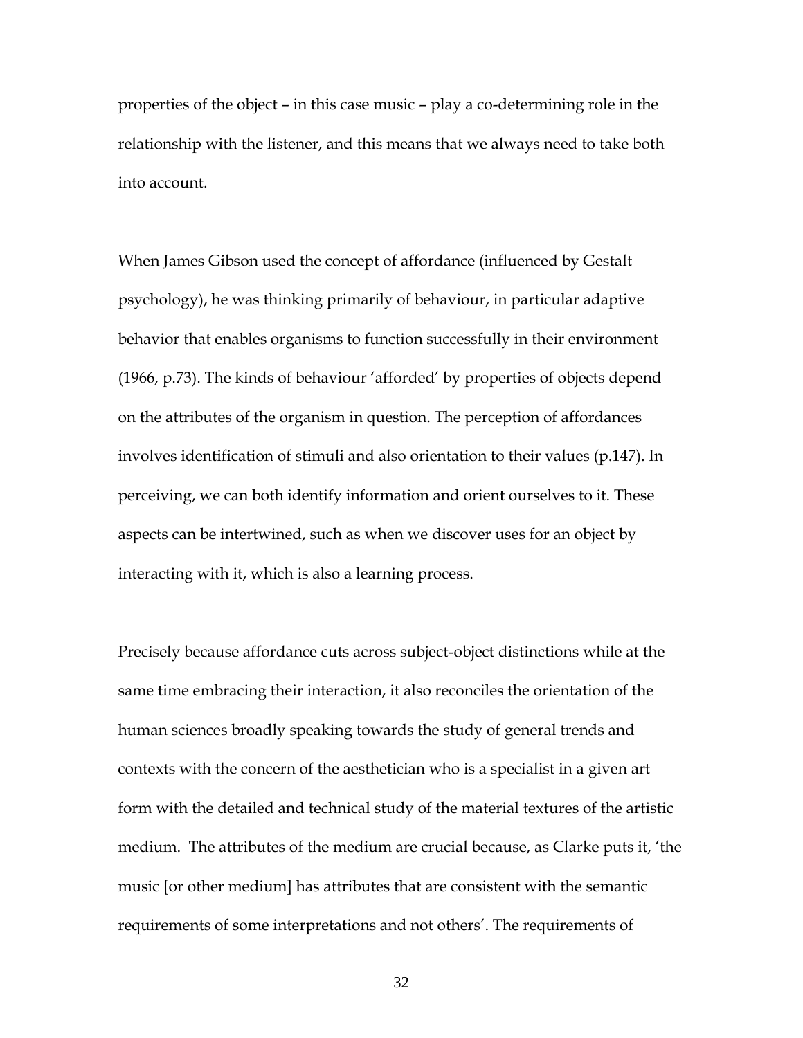properties of the object – in this case music – play a co-determining role in the relationship with the listener, and this means that we always need to take both into account.

When James Gibson used the concept of affordance (influenced by Gestalt psychology), he was thinking primarily of behaviour, in particular adaptive behavior that enables organisms to function successfully in their environment (1966, p.73). The kinds of behaviour 'afforded' by properties of objects depend on the attributes of the organism in question. The perception of affordances involves identification of stimuli and also orientation to their values (p.147). In perceiving, we can both identify information and orient ourselves to it. These aspects can be intertwined, such as when we discover uses for an object by interacting with it, which is also a learning process.

Precisely because affordance cuts across subject-object distinctions while at the same time embracing their interaction, it also reconciles the orientation of the human sciences broadly speaking towards the study of general trends and contexts with the concern of the aesthetician who is a specialist in a given art form with the detailed and technical study of the material textures of the artistic medium. The attributes of the medium are crucial because, as Clarke puts it, 'the music [or other medium] has attributes that are consistent with the semantic requirements of some interpretations and not others'. The requirements of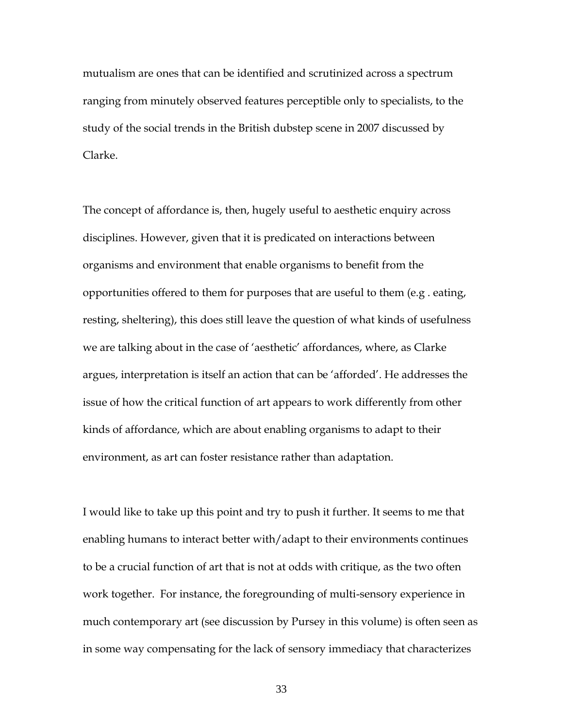mutualism are ones that can be identified and scrutinized across a spectrum ranging from minutely observed features perceptible only to specialists, to the study of the social trends in the British dubstep scene in 2007 discussed by Clarke.

The concept of affordance is, then, hugely useful to aesthetic enquiry across disciplines. However, given that it is predicated on interactions between organisms and environment that enable organisms to benefit from the opportunities offered to them for purposes that are useful to them (e.g . eating, resting, sheltering), this does still leave the question of what kinds of usefulness we are talking about in the case of 'aesthetic' affordances, where, as Clarke argues, interpretation is itself an action that can be 'afforded'. He addresses the issue of how the critical function of art appears to work differently from other kinds of affordance, which are about enabling organisms to adapt to their environment, as art can foster resistance rather than adaptation.

I would like to take up this point and try to push it further. It seems to me that enabling humans to interact better with/adapt to their environments continues to be a crucial function of art that is not at odds with critique, as the two often work together. For instance, the foregrounding of multi-sensory experience in much contemporary art (see discussion by Pursey in this volume) is often seen as in some way compensating for the lack of sensory immediacy that characterizes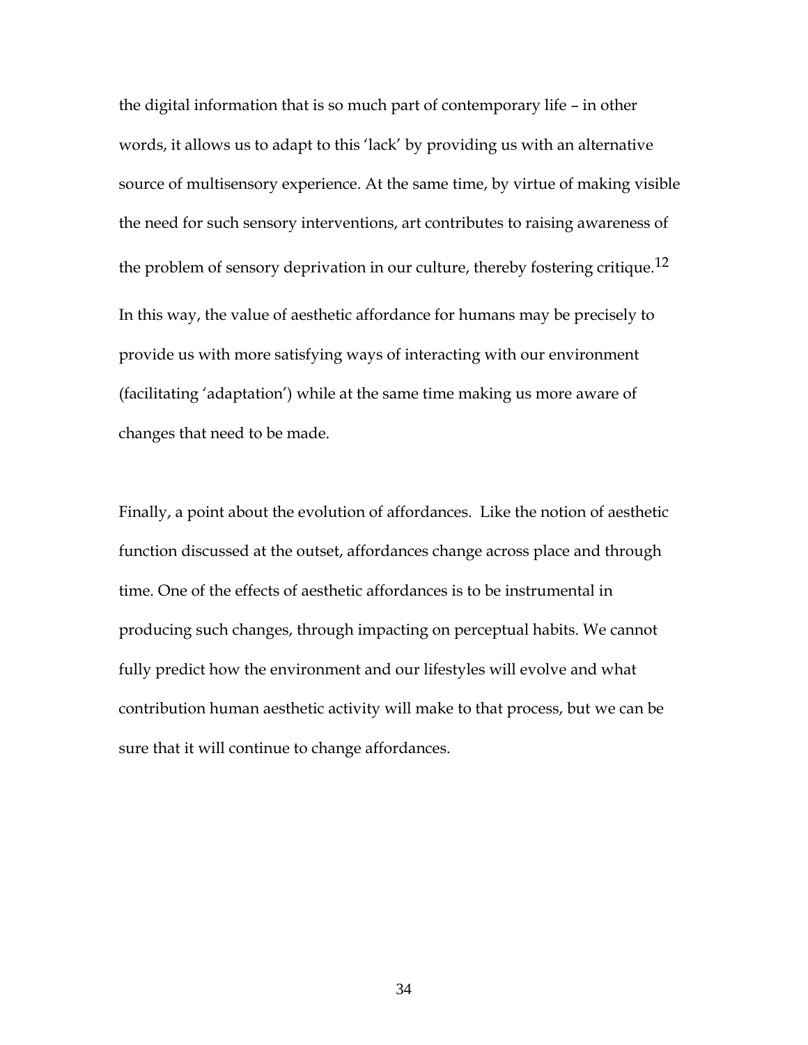the digital information that is so much part of contemporary life – in other words, it allows us to adapt to this 'lack' by providing us with an alternative source of multisensory experience. At the same time, by virtue of making visible the need for such sensory interventions, art contributes to raising awareness of the problem of sensory deprivation in our culture, thereby fostering critique.[12] In this way, the value of aesthetic affordance for humans may be precisely to provide us with more satisfying ways of interacting with our environment (facilitating 'adaptation') while at the same time making us more aware of changes that need to be made.

Finally, a point about the evolution of affordances. Like the notion of aesthetic function discussed at the outset, affordances change across place and through time. One of the effects of aesthetic affordances is to be instrumental in producing such changes, through impacting on perceptual habits. We cannot fully predict how the environment and our lifestyles will evolve and what contribution human aesthetic activity will make to that process, but we can be sure that it will continue to change affordances.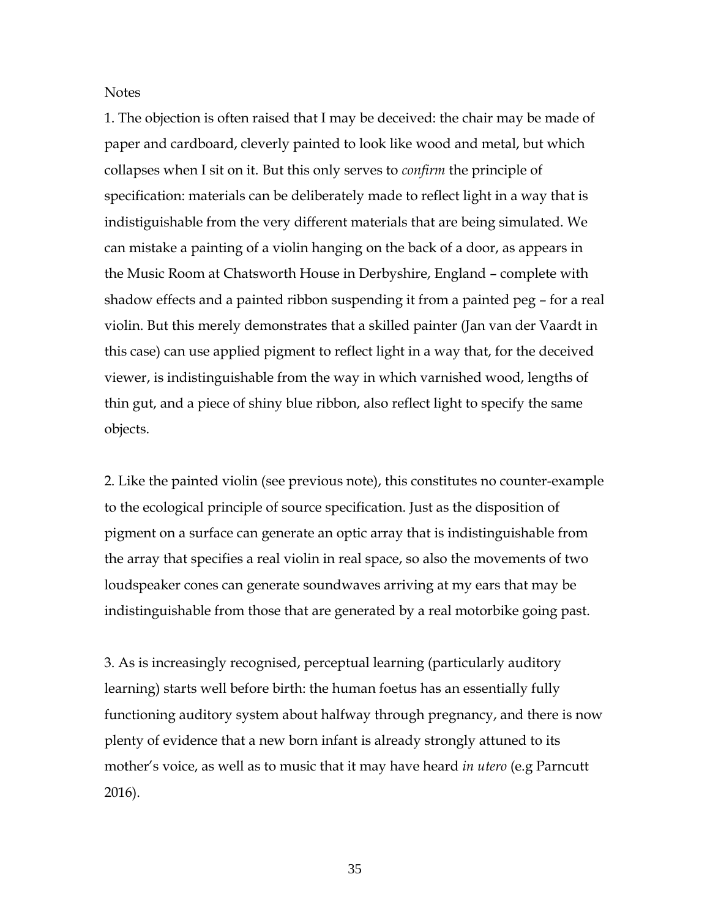Notes

1. The objection is often raised that I may be deceived: the chair may be made of paper and cardboard, cleverly painted to look like wood and metal, but which collapses when I sit on it. But this only serves to *confirm* the principle of specification: materials can be deliberately made to reflect light in a way that is indistiguishable from the very different materials that are being simulated. We can mistake a painting of a violin hanging on the back of a door, as appears in the Music Room at Chatsworth House in Derbyshire, England – complete with shadow effects and a painted ribbon suspending it from a painted peg – for a real violin. But this merely demonstrates that a skilled painter (Jan van der Vaardt in this case) can use applied pigment to reflect light in a way that, for the deceived viewer, is indistinguishable from the way in which varnished wood, lengths of thin gut, and a piece of shiny blue ribbon, also reflect light to specify the same objects.

2. Like the painted violin (see previous note), this constitutes no counter-example to the ecological principle of source specification. Just as the disposition of pigment on a surface can generate an optic array that is indistinguishable from the array that specifies a real violin in real space, so also the movements of two loudspeaker cones can generate soundwaves arriving at my ears that may be indistinguishable from those that are generated by a real motorbike going past.

3. As is increasingly recognised, perceptual learning (particularly auditory learning) starts well before birth: the human foetus has an essentially fully functioning auditory system about halfway through pregnancy, and there is now plenty of evidence that a new born infant is already strongly attuned to its mother's voice, as well as to music that it may have heard *in utero* (e.g Parncutt 2016).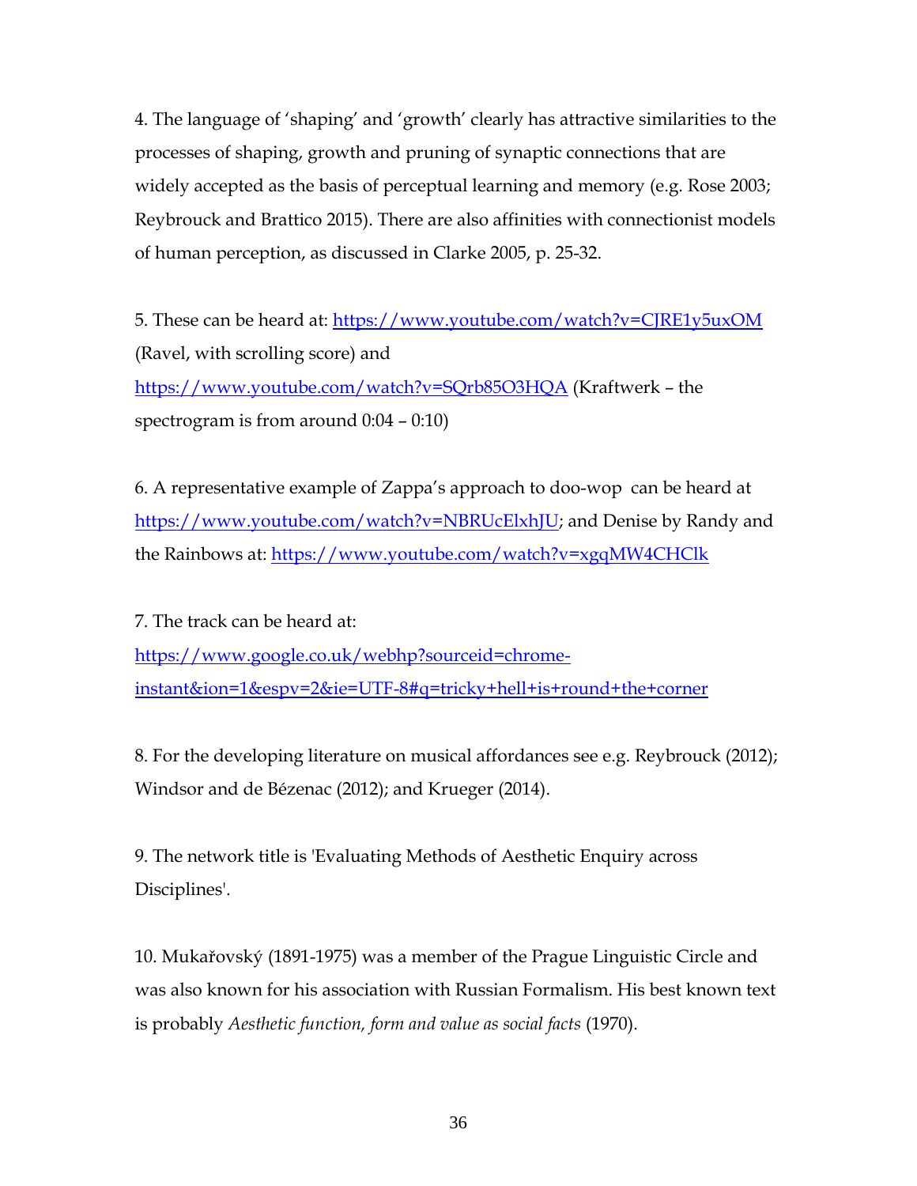4. The language of 'shaping' and 'growth' clearly has attractive similarities to the processes of shaping, growth and pruning of synaptic connections that are widely accepted as the basis of perceptual learning and memory (e.g. Rose 2003; Reybrouck and Brattico 2015). There are also affinities with connectionist models of human perception, as discussed in Clarke 2005, p. 25-32.

5. These can be heard at: https://www.youtube.com/watch?v=CJRE1y5uxOM (Ravel, with scrolling score) and https://www.youtube.com/watch?v=SQrb85O3HQA (Kraftwerk – the spectrogram is from around 0:04 – 0:10)

6. A representative example of Zappa's approach to doo-wop can be heard at https://www.youtube.com/watch?v=NBRUcElxhJU; and Denise by Randy and the Rainbows at: https://www.youtube.com/watch?v=xgqMW4CHClk

7. The track can be heard at: https://www.google.co.uk/webhp?sourceid=chrome-instant&ion=1&espv=2&ie=UTF-8#q=tricky+hell+is+round+the+corner

8. For the developing literature on musical affordances see e.g. Reybrouck (2012); Windsor and de Bézenac (2012); and Krueger (2014).

9. The network title is 'Evaluating Methods of Aesthetic Enquiry across Disciplines'.

10. Mukařovský (1891-1975) was a member of the Prague Linguistic Circle and was also known for his association with Russian Formalism. His best known text is probably *Aesthetic function, form and value as social facts* (1970).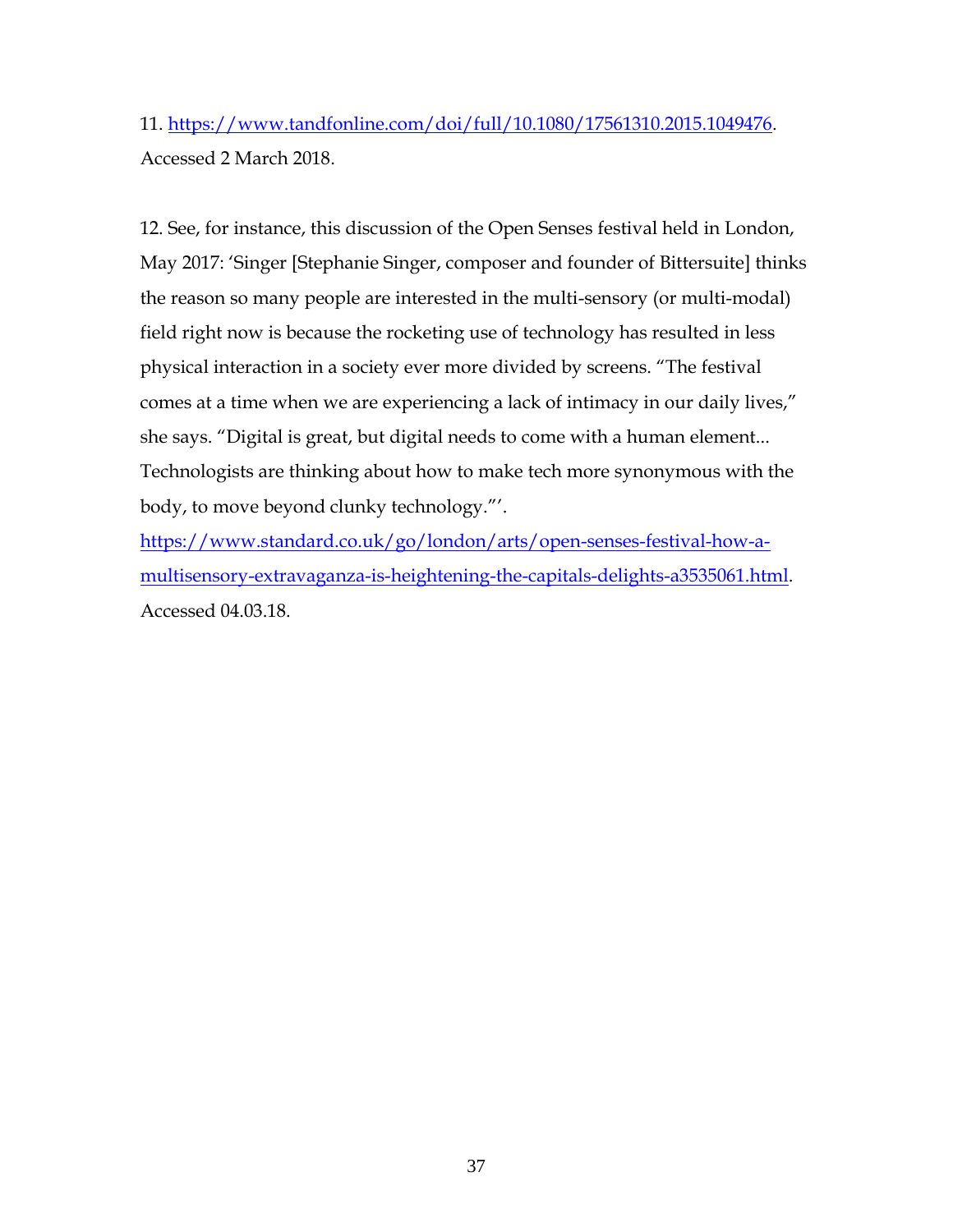11. https://www.tandfonline.com/doi/full/10.1080/17561310.2015.1049476. Accessed 2 March 2018.

12. See, for instance, this discussion of the Open Senses festival held in London, May 2017: 'Singer [Stephanie Singer, composer and founder of Bittersuite] thinks the reason so many people are interested in the multi-sensory (or multi-modal) field right now is because the rocketing use of technology has resulted in less physical interaction in a society ever more divided by screens. "The festival comes at a time when we are experiencing a lack of intimacy in our daily lives," she says. "Digital is great, but digital needs to come with a human element... Technologists are thinking about how to make tech more synonymous with the body, to move beyond clunky technology."'. https://www.standard.co.uk/go/london/arts/open-senses-festival-how-a-multisensory-extravaganza-is-heightening-the-capitals-delights-a3535061.html. Accessed 04.03.18.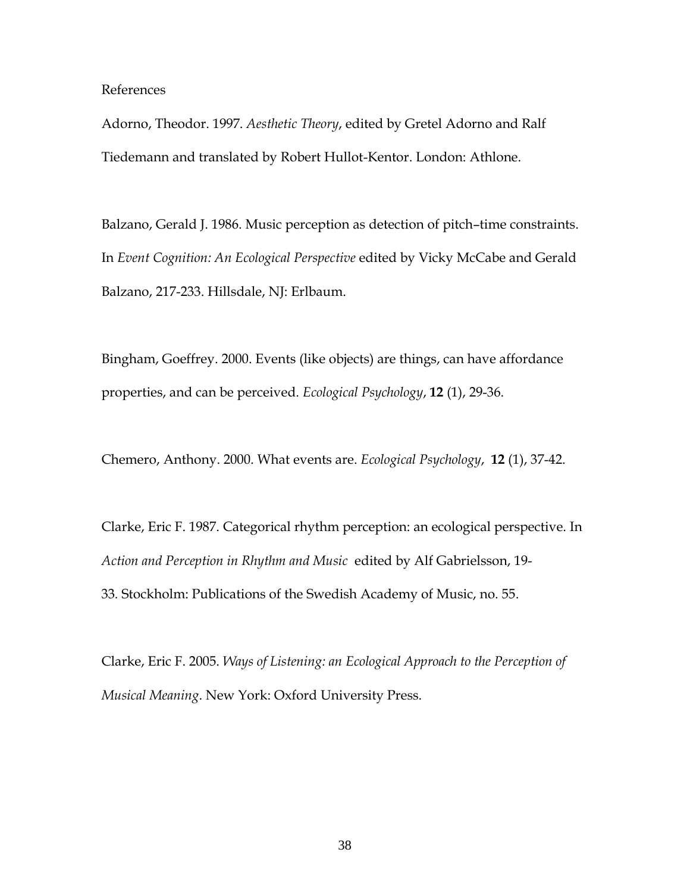References

Adorno, Theodor. 1997. *Aesthetic Theory*, edited by Gretel Adorno and Ralf Tiedemann and translated by Robert Hullot-Kentor. London: Athlone.

Balzano, Gerald J. 1986. Music perception as detection of pitch–time constraints. In *Event Cognition: An Ecological Perspective* edited by Vicky McCabe and Gerald Balzano, 217-233. Hillsdale, NJ: Erlbaum.

Bingham, Goeffrey. 2000. Events (like objects) are things, can have affordance properties, and can be perceived. *Ecological Psychology*, **12** (1), 29-36.

Chemero, Anthony. 2000. What events are. *Ecological Psychology*, **12** (1), 37-42.

Clarke, Eric F. 1987. Categorical rhythm perception: an ecological perspective. In *Action and Perception in Rhythm and Music* edited by Alf Gabrielsson, 19-33. Stockholm: Publications of the Swedish Academy of Music, no. 55.

Clarke, Eric F. 2005. *Ways of Listening: an Ecological Approach to the Perception of Musical Meaning*. New York: Oxford University Press.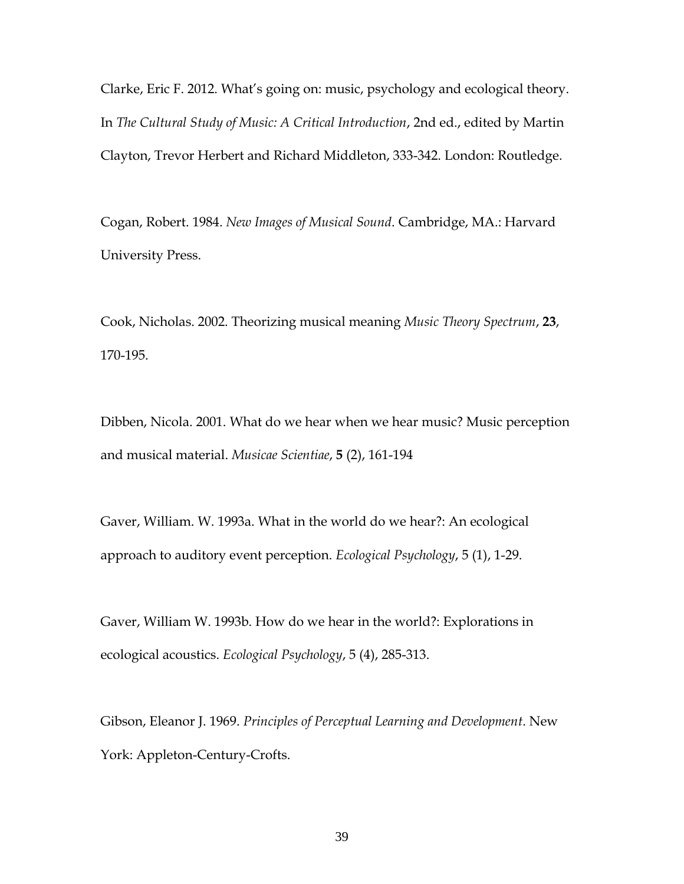Clarke, Eric F. 2012. What's going on: music, psychology and ecological theory. In *The Cultural Study of Music: A Critical Introduction*, 2nd ed., edited by Martin Clayton, Trevor Herbert and Richard Middleton, 333-342. London: Routledge.

Cogan, Robert. 1984. *New Images of Musical Sound*. Cambridge, MA.: Harvard University Press.

Cook, Nicholas. 2002. Theorizing musical meaning *Music Theory Spectrum*, **23**, 170-195.

Dibben, Nicola. 2001. What do we hear when we hear music? Music perception and musical material. *Musicae Scientiae*, **5** (2), 161-194

Gaver, William. W. 1993a. What in the world do we hear?: An ecological approach to auditory event perception. *Ecological Psychology*, 5 (1), 1-29.

Gaver, William W. 1993b. How do we hear in the world?: Explorations in ecological acoustics. *Ecological Psychology*, 5 (4), 285-313.

Gibson, Eleanor J. 1969. *Principles of Perceptual Learning and Development*. New York: Appleton-Century-Crofts.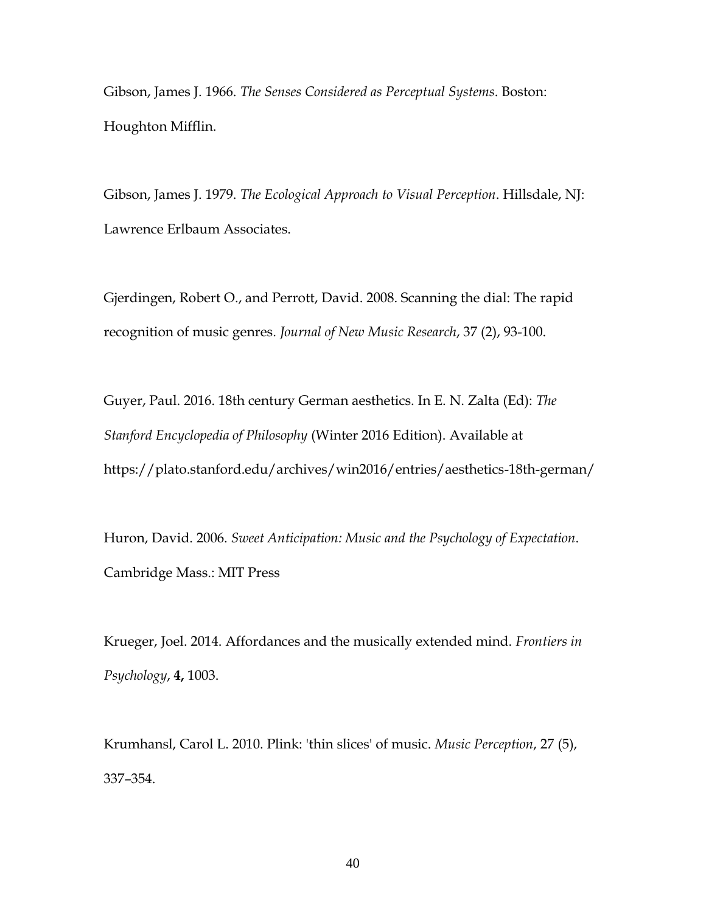Gibson, James J. 1966. *The Senses Considered as Perceptual Systems*. Boston: Houghton Mifflin.

Gibson, James J. 1979. *The Ecological Approach to Visual Perception*. Hillsdale, NJ: Lawrence Erlbaum Associates.

Gjerdingen, Robert O., and Perrott, David. 2008. Scanning the dial: The rapid recognition of music genres. *Journal of New Music Research*, 37 (2), 93-100.

Guyer, Paul. 2016. 18th century German aesthetics. In E. N. Zalta (Ed): *The Stanford Encyclopedia of Philosophy* (Winter 2016 Edition). Available at https://plato.stanford.edu/archives/win2016/entries/aesthetics-18th-german/

Huron, David. 2006. *Sweet Anticipation: Music and the Psychology of Expectation*. Cambridge Mass.: MIT Press

Krueger, Joel. 2014. Affordances and the musically extended mind. *Frontiers in Psychology*, **4,** 1003.

Krumhansl, Carol L. 2010. Plink: 'thin slices' of music. *Music Perception*, 27 (5), 337–354.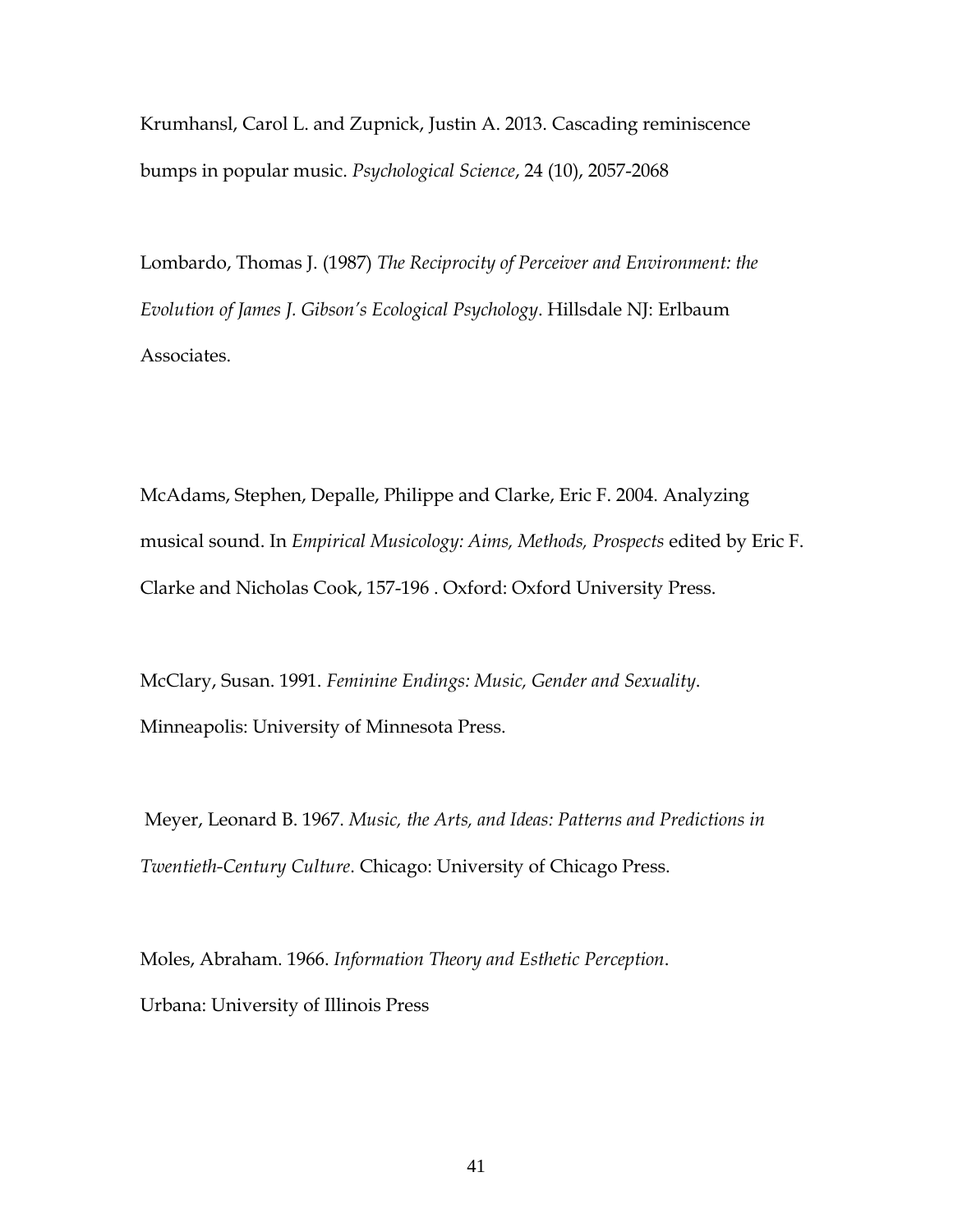Krumhansl, Carol L. and Zupnick, Justin A. 2013. Cascading reminiscence bumps in popular music. *Psychological Science*, 24 (10), 2057-2068

Lombardo, Thomas J. (1987) *The Reciprocity of Perceiver and Environment: the Evolution of James J. Gibson's Ecological Psychology*. Hillsdale NJ: Erlbaum Associates.

McAdams, Stephen, Depalle, Philippe and Clarke, Eric F. 2004. Analyzing musical sound. In *Empirical Musicology: Aims, Methods, Prospects* edited by Eric F. Clarke and Nicholas Cook, 157-196 . Oxford: Oxford University Press.

McClary, Susan. 1991. *Feminine Endings: Music, Gender and Sexuality*. Minneapolis: University of Minnesota Press.

Meyer, Leonard B. 1967. *Music, the Arts, and Ideas: Patterns and Predictions in Twentieth-Century Culture*. Chicago: University of Chicago Press.

Moles, Abraham. 1966. *Information Theory and Esthetic Perception*. Urbana: University of Illinois Press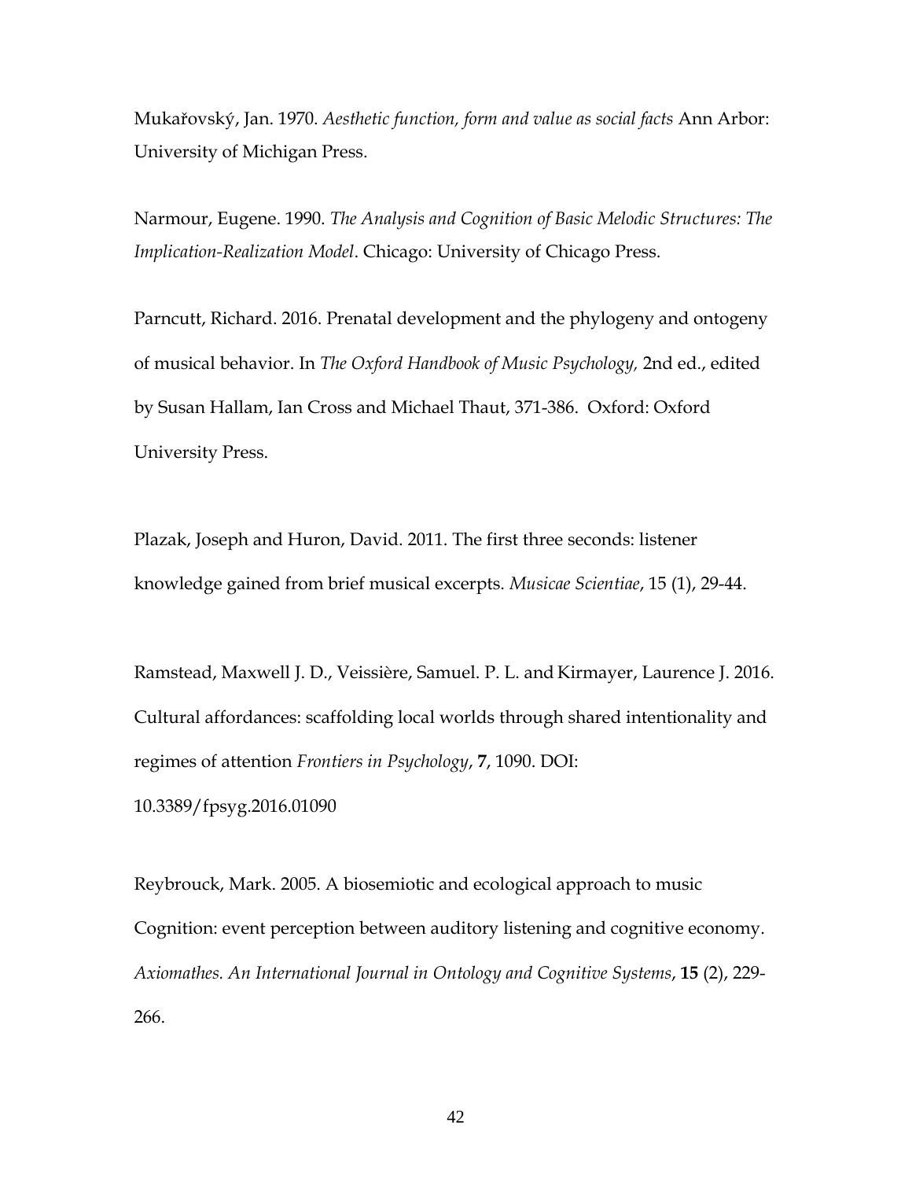Mukařovský, Jan. 1970. *Aesthetic function, form and value as social facts* Ann Arbor: University of Michigan Press.

Narmour, Eugene. 1990. *The Analysis and Cognition of Basic Melodic Structures: The Implication-Realization Model*. Chicago: University of Chicago Press.

Parncutt, Richard. 2016. Prenatal development and the phylogeny and ontogeny of musical behavior. In *The Oxford Handbook of Music Psychology,* 2nd ed., edited by Susan Hallam, Ian Cross and Michael Thaut, 371-386. Oxford: Oxford University Press.

Plazak, Joseph and Huron, David. 2011. The first three seconds: listener knowledge gained from brief musical excerpts. *Musicae Scientiae*, 15 (1), 29-44.

Ramstead, Maxwell J. D., Veissière, Samuel. P. L. and Kirmayer, Laurence J. 2016. Cultural affordances: scaffolding local worlds through shared intentionality and regimes of attention *Frontiers in Psychology*, **7**, 1090. DOI: 10.3389/fpsyg.2016.01090

Reybrouck, Mark. 2005. A biosemiotic and ecological approach to music Cognition: event perception between auditory listening and cognitive economy. *Axiomathes. An International Journal in Ontology and Cognitive Systems*, **15** (2), 229-266.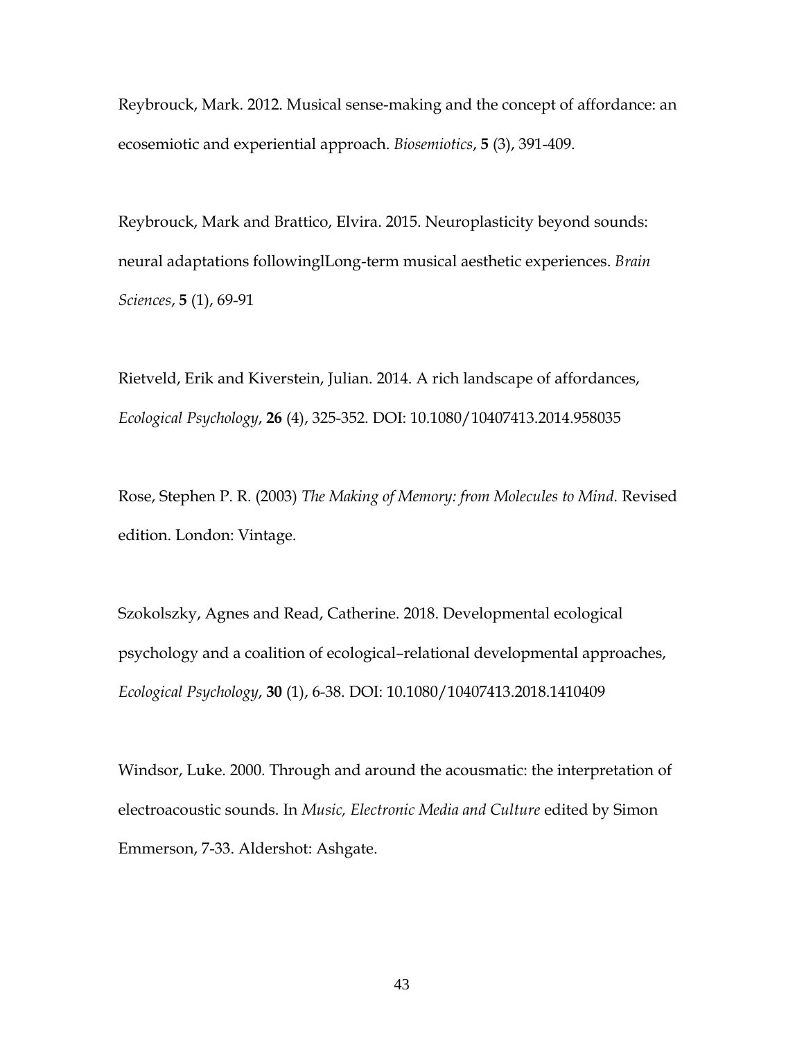Reybrouck, Mark. 2012. Musical sense-making and the concept of affordance: an ecosemiotic and experiential approach. *Biosemiotics*, **5** (3), 391-409.

Reybrouck, Mark and Brattico, Elvira. 2015. Neuroplasticity beyond sounds: neural adaptations followinglLong-term musical aesthetic experiences. *Brain Sciences*, **5** (1), 69-91

Rietveld, Erik and Kiverstein, Julian. 2014. A rich landscape of affordances, *Ecological Psychology*, **26** (4), 325-352. DOI: 10.1080/10407413.2014.958035

Rose, Stephen P. R. (2003) *The Making of Memory: from Molecules to Mind*. Revised edition. London: Vintage.

Szokolszky, Agnes and Read, Catherine. 2018. Developmental ecological psychology and a coalition of ecological–relational developmental approaches, *Ecological Psychology*, **30** (1), 6-38. DOI: 10.1080/10407413.2018.1410409

Windsor, Luke. 2000. Through and around the acousmatic: the interpretation of electroacoustic sounds. In *Music, Electronic Media and Culture* edited by Simon Emmerson, 7-33. Aldershot: Ashgate.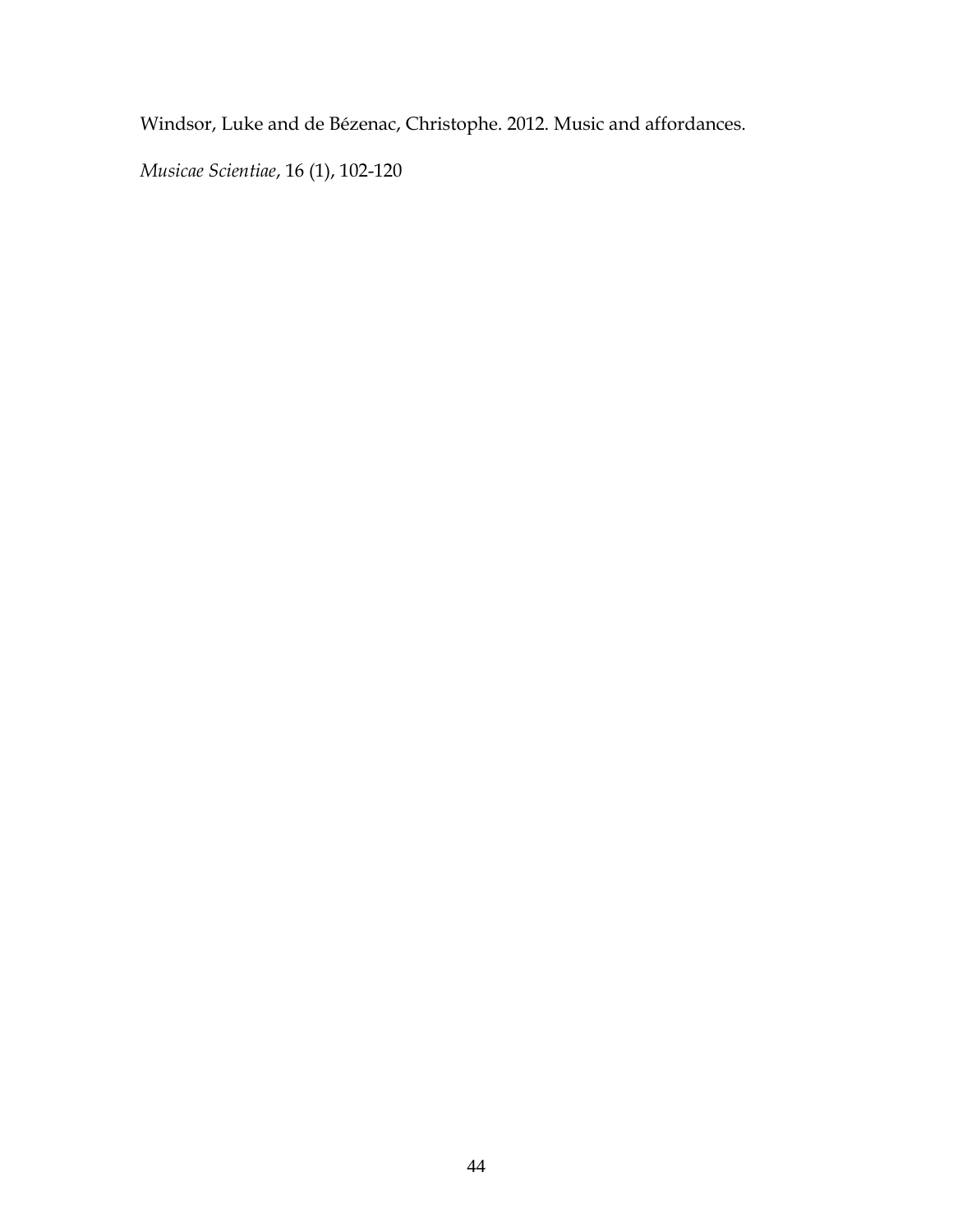Windsor, Luke and de Bézenac, Christophe. 2012. Music and affordances. *Musicae Scientiae*, 16 (1), 102-120